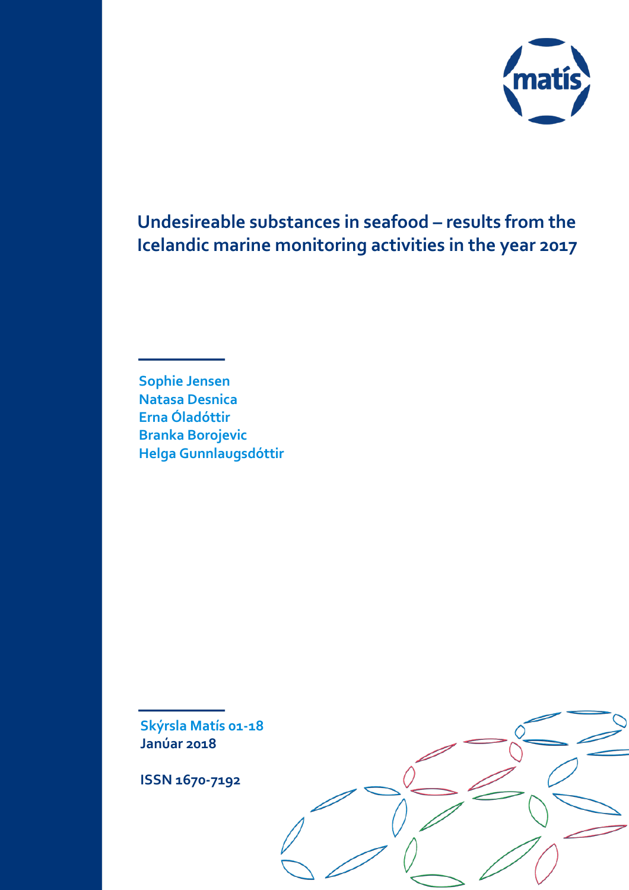# Undesireable substances in seafood – results from the Icelandic marine monitoring activities in the year 2017

**Sophie Jensen**
**Natasa Desnica**
**Erna Óladóttir**
**Branka Borojevic**
**Helga Gunnlaugsdóttir**

**Skýrsla Matís 01-18**
**Janúar 2018**

**ISSN 1670-7192**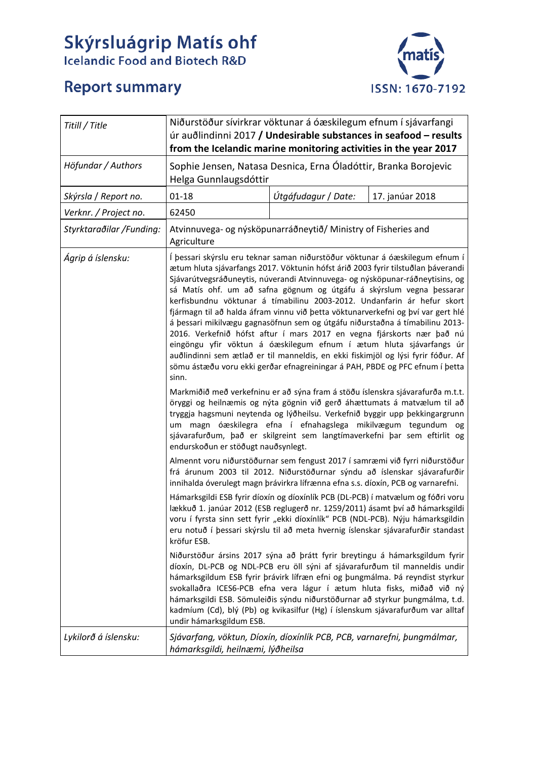# Skýrsluágrip Matís ohf

Icelandic Food and Biotech R&D

## Report summary

ISSN: 1670-7192

| *Titill / Title* | Niðurstöður sívirkrar vöktunar á óæskilegum efnum í sjávarfangi úr auðlindinni 2017 **/ Undesirable substances in seafood – results from the Icelandic marine monitoring activities in the year 2017** | | |
|---|---|---|---|
| *Höfundar / Authors* | Sophie Jensen, Natasa Desnica, Erna Óladóttir, Branka Borojevic Helga Gunnlaugsdóttir | | |
| *Skýrsla / Report no.* | 01-18 | *Útgáfudagur / Date:* | 17. janúar 2018 |
| *Verknr. / Project no.* | 62450 | | |
| *Styrktaraðilar /Funding:* | Atvinnuvega- og nýsköpunarráðneytið/ Ministry of Fisheries and Agriculture | | |
| *Ágrip á íslensku:* | Í þessari skýrslu eru teknar saman niðurstöður vöktunar á óæskilegum efnum í ætum hluta sjávarfangs 2017. Vöktunin hófst árið 2003 fyrir tilstuðlan þáverandi Sjávarútvegsráðuneytis, núverandi Atvinnuvega- og nýsköpunar-ráðneytisins, og sá Matís ohf. um að safna gögnum og útgáfu á skýrslum vegna þessarar kerfisbundnu vöktunar á tímabilinu 2003-2012. Undanfarin ár hefur skort fjármagn til að halda áfram vinnu við þetta vöktunarverkefni og því var gert hlé á þessari mikilvægu gagnasöfnun sem og útgáfu niðurstaðna á tímabilinu 2013-2016. Verkefnið hófst aftur í mars 2017 en vegna fjárskorts nær það nú eingöngu yfir vöktun á óæskilegum efnum í ætum hluta sjávarfangs úr auðlindinni sem ætlað er til manneldis, en ekki fiskimjöl og lýsi fyrir fóður. Af sömu ástæðu voru ekki gerðar efnagreiningar á PAH, PBDE og PFC efnum í þetta sinn.<br><br>Markmiðið með verkefninu er að sýna fram á stöðu íslenskra sjávarafurða m.t.t. öryggi og heilnæmis og nýta gögnin við gerð áhættumats á matvælum til að tryggja hagsmuni neytenda og lýðheilsu. Verkefnið byggir upp þekkingargrunn um magn óæskilegra efna í efnahagslega mikilvægum tegundum og sjávarafurðum, það er skilgreint sem langtímaverkefni þar sem eftirlit og endurskoðun er stöðugt nauðsynlegt.<br><br>Almennt voru niðurstöðurnar sem fengust 2017 í samræmi við fyrri niðurstöður frá árunum 2003 til 2012. Niðurstöðurnar sýndu að íslenskar sjávarafurðir innihalda óverulegt magn þrávirkra lífrænna efna s.s. díoxín, PCB og varnarefni.<br><br>Hámarksgildi ESB fyrir díoxín og díoxínlík PCB (DL-PCB) í matvælum og fóðri voru lækkuð 1. janúar 2012 (ESB reglugerð nr. 1259/2011) ásamt því að hámarksgildi voru í fyrsta sinn sett fyrir „ekki díoxínlík" PCB (NDL-PCB). Nýju hámarksgildin eru notuð í þessari skýrslu til að meta hvernig íslenskar sjávarafurðir standast kröfur ESB.<br><br>Niðurstöður ársins 2017 sýna að þrátt fyrir breytingu á hámarksgildum fyrir díoxín, DL-PCB og NDL-PCB eru öll sýni af sjávarafurðum til manneldis undir hámarksgildum ESB fyrir þrávirk lífræn efni og þungmálma. Þá reyndist styrkur svokallaðra ICES6-PCB efna vera lágur í ætum hluta fisks, miðað við ný hámarksgildi ESB. Sömuleiðis sýndu niðurstöðurnar að styrkur þungmálma, t.d. kadmíum (Cd), blý (Pb) og kvikasilfur (Hg) í íslenskum sjávarafurðum var alltaf undir hámarksgildum ESB. | | |
| *Lykilorð á íslensku:* | *Sjávarfang, vöktun, Díoxín, díoxínlík PCB, PCB, varnarefni, þungmálmar, hámarksgildi, heilnæmi, lýðheilsa* | | |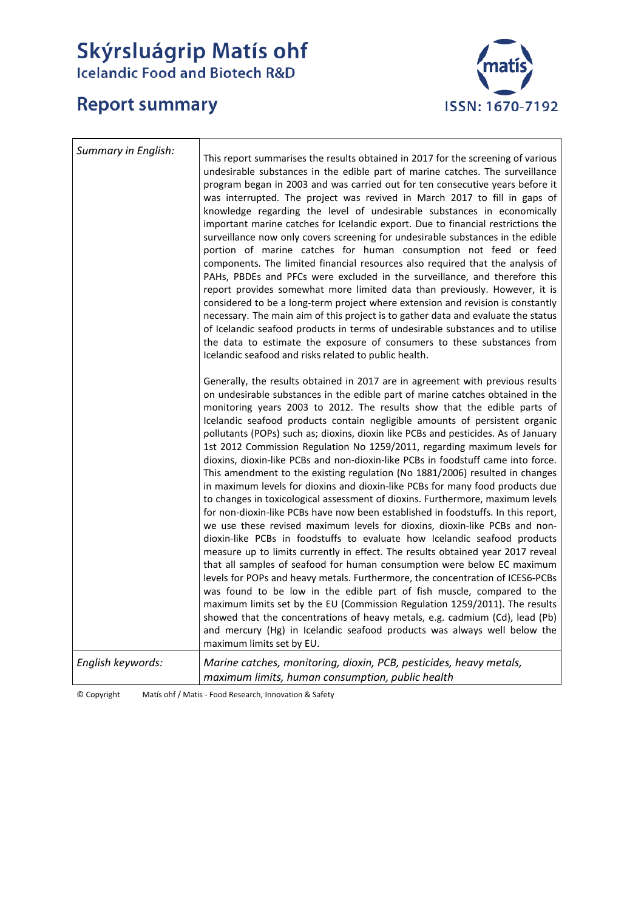# Skýrsluágrip Matís ohf

Icelandic Food and Biotech R&D

## Report summary

ISSN: 1670-7192

| | |
|---|---|
| *Summary in English:* | This report summarises the results obtained in 2017 for the screening of various undesirable substances in the edible part of marine catches. The surveillance program began in 2003 and was carried out for ten consecutive years before it was interrupted. The project was revived in March 2017 to fill in gaps of knowledge regarding the level of undesirable substances in economically important marine catches for Icelandic export. Due to financial restrictions the surveillance now only covers screening for undesirable substances in the edible portion of marine catches for human consumption not feed or feed components. The limited financial resources also required that the analysis of PAHs, PBDEs and PFCs were excluded in the surveillance, and therefore this report provides somewhat more limited data than previously. However, it is considered to be a long-term project where extension and revision is constantly necessary. The main aim of this project is to gather data and evaluate the status of Icelandic seafood products in terms of undesirable substances and to utilise the data to estimate the exposure of consumers to these substances from Icelandic seafood and risks related to public health.<br><br>Generally, the results obtained in 2017 are in agreement with previous results on undesirable substances in the edible part of marine catches obtained in the monitoring years 2003 to 2012. The results show that the edible parts of Icelandic seafood products contain negligible amounts of persistent organic pollutants (POPs) such as; dioxins, dioxin like PCBs and pesticides. As of January 1st 2012 Commission Regulation No 1259/2011, regarding maximum levels for dioxins, dioxin-like PCBs and non-dioxin-like PCBs in foodstuff came into force. This amendment to the existing regulation (No 1881/2006) resulted in changes in maximum levels for dioxins and dioxin-like PCBs for many food products due to changes in toxicological assessment of dioxins. Furthermore, maximum levels for non-dioxin-like PCBs have now been established in foodstuffs. In this report, we use these revised maximum levels for dioxins, dioxin-like PCBs and non-dioxin-like PCBs in foodstuffs to evaluate how Icelandic seafood products measure up to limits currently in effect. The results obtained year 2017 reveal that all samples of seafood for human consumption were below EC maximum levels for POPs and heavy metals. Furthermore, the concentration of ICES6-PCBs was found to be low in the edible part of fish muscle, compared to the maximum limits set by the EU (Commission Regulation 1259/2011). The results showed that the concentrations of heavy metals, e.g. cadmium (Cd), lead (Pb) and mercury (Hg) in Icelandic seafood products was always well below the maximum limits set by EU. |
| *English keywords:* | *Marine catches, monitoring, dioxin, PCB, pesticides, heavy metals, maximum limits, human consumption, public health* |

© Copyright Matís ohf / Matis - Food Research, Innovation & Safety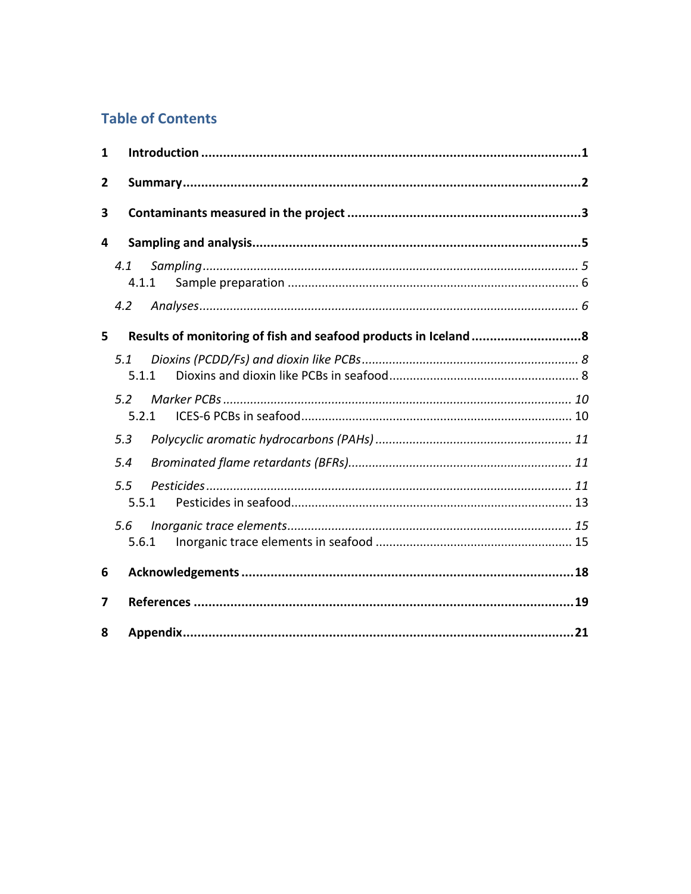## Table of Contents

**1 Introduction ....................................................................................................1**

**2 Summary..........................................................................................................2**

**3 Contaminants measured in the project ...............................................................3**

**4 Sampling and analysis........................................................................................5**

*4.1 Sampling............................................................................................................5*

4.1.1 Sample preparation .........................................................................................6

*4.2 Analyses.............................................................................................................6*

**5 Results of monitoring of fish and seafood products in Iceland .............................8**

*5.1 Dioxins (PCDD/Fs) and dioxin like PCBs..............................................................8*

5.1.1 Dioxins and dioxin like PCBs in seafood..............................................................8

*5.2 Marker PCBs .....................................................................................................10*

5.2.1 ICES-6 PCBs in seafood.....................................................................................10

*5.3 Polycyclic aromatic hydrocarbons (PAHs) ..........................................................11*

*5.4 Brominated flame retardants (BFRs)..................................................................11*

*5.5 Pesticides ..........................................................................................................11*

5.5.1 Pesticides in seafood........................................................................................13

*5.6 Inorganic trace elements....................................................................................15*

5.6.1 Inorganic trace elements in seafood .................................................................15

**6 Acknowledgements ..........................................................................................18**

**7 References .......................................................................................................19**

**8 Appendix..........................................................................................................21**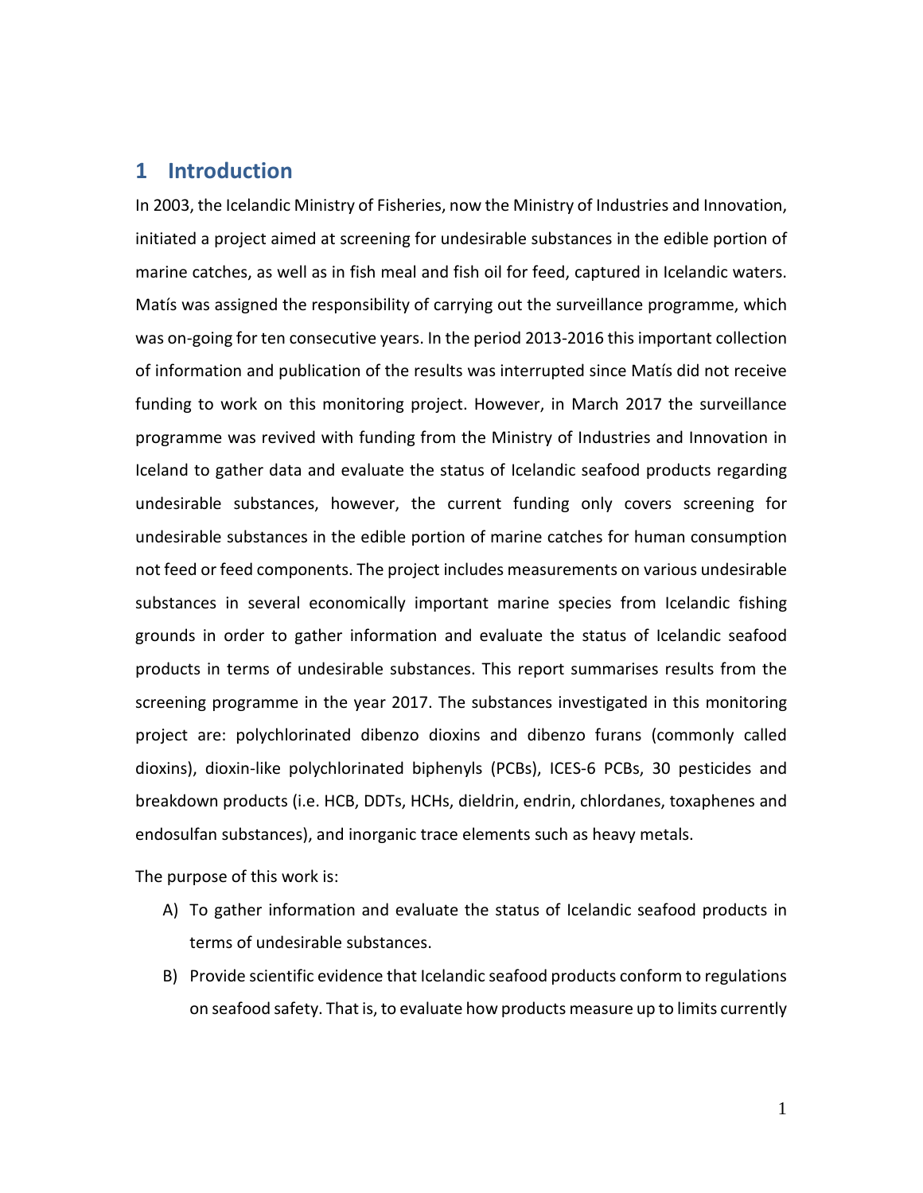# 1 Introduction

In 2003, the Icelandic Ministry of Fisheries, now the Ministry of Industries and Innovation, initiated a project aimed at screening for undesirable substances in the edible portion of marine catches, as well as in fish meal and fish oil for feed, captured in Icelandic waters. Matís was assigned the responsibility of carrying out the surveillance programme, which was on-going for ten consecutive years. In the period 2013-2016 this important collection of information and publication of the results was interrupted since Matís did not receive funding to work on this monitoring project. However, in March 2017 the surveillance programme was revived with funding from the Ministry of Industries and Innovation in Iceland to gather data and evaluate the status of Icelandic seafood products regarding undesirable substances, however, the current funding only covers screening for undesirable substances in the edible portion of marine catches for human consumption not feed or feed components. The project includes measurements on various undesirable substances in several economically important marine species from Icelandic fishing grounds in order to gather information and evaluate the status of Icelandic seafood products in terms of undesirable substances. This report summarises results from the screening programme in the year 2017. The substances investigated in this monitoring project are: polychlorinated dibenzo dioxins and dibenzo furans (commonly called dioxins), dioxin-like polychlorinated biphenyls (PCBs), ICES-6 PCBs, 30 pesticides and breakdown products (i.e. HCB, DDTs, HCHs, dieldrin, endrin, chlordanes, toxaphenes and endosulfan substances), and inorganic trace elements such as heavy metals.

The purpose of this work is:

A) To gather information and evaluate the status of Icelandic seafood products in terms of undesirable substances.

B) Provide scientific evidence that Icelandic seafood products conform to regulations on seafood safety. That is, to evaluate how products measure up to limits currently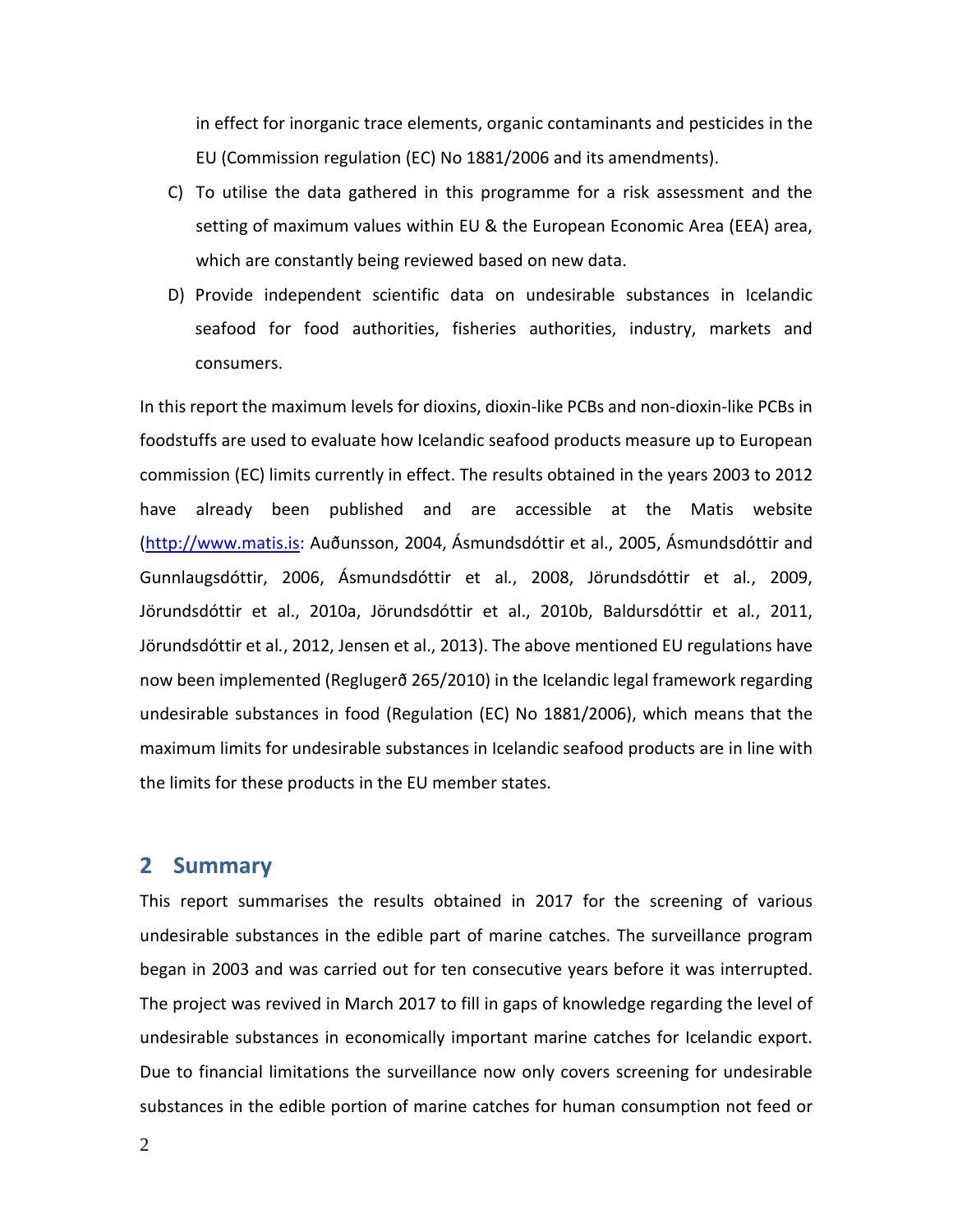in effect for inorganic trace elements, organic contaminants and pesticides in the EU (Commission regulation (EC) No 1881/2006 and its amendments).

C) To utilise the data gathered in this programme for a risk assessment and the setting of maximum values within EU & the European Economic Area (EEA) area, which are constantly being reviewed based on new data.

D) Provide independent scientific data on undesirable substances in Icelandic seafood for food authorities, fisheries authorities, industry, markets and consumers.

In this report the maximum levels for dioxins, dioxin-like PCBs and non-dioxin-like PCBs in foodstuffs are used to evaluate how Icelandic seafood products measure up to European commission (EC) limits currently in effect. The results obtained in the years 2003 to 2012 have already been published and are accessible at the Matis website (http://www.matis.is: Auðunsson, 2004, Ásmundsdóttir et al., 2005, Ásmundsdóttir and Gunnlaugsdóttir, 2006, Ásmundsdóttir et al., 2008, Jörundsdóttir et al., 2009, Jörundsdóttir et al., 2010a, Jörundsdóttir et al., 2010b, Baldursdóttir et al., 2011, Jörundsdóttir et al., 2012, Jensen et al., 2013). The above mentioned EU regulations have now been implemented (Reglugerð 265/2010) in the Icelandic legal framework regarding undesirable substances in food (Regulation (EC) No 1881/2006), which means that the maximum limits for undesirable substances in Icelandic seafood products are in line with the limits for these products in the EU member states.

## 2 Summary

This report summarises the results obtained in 2017 for the screening of various undesirable substances in the edible part of marine catches. The surveillance program began in 2003 and was carried out for ten consecutive years before it was interrupted. The project was revived in March 2017 to fill in gaps of knowledge regarding the level of undesirable substances in economically important marine catches for Icelandic export. Due to financial limitations the surveillance now only covers screening for undesirable substances in the edible portion of marine catches for human consumption not feed or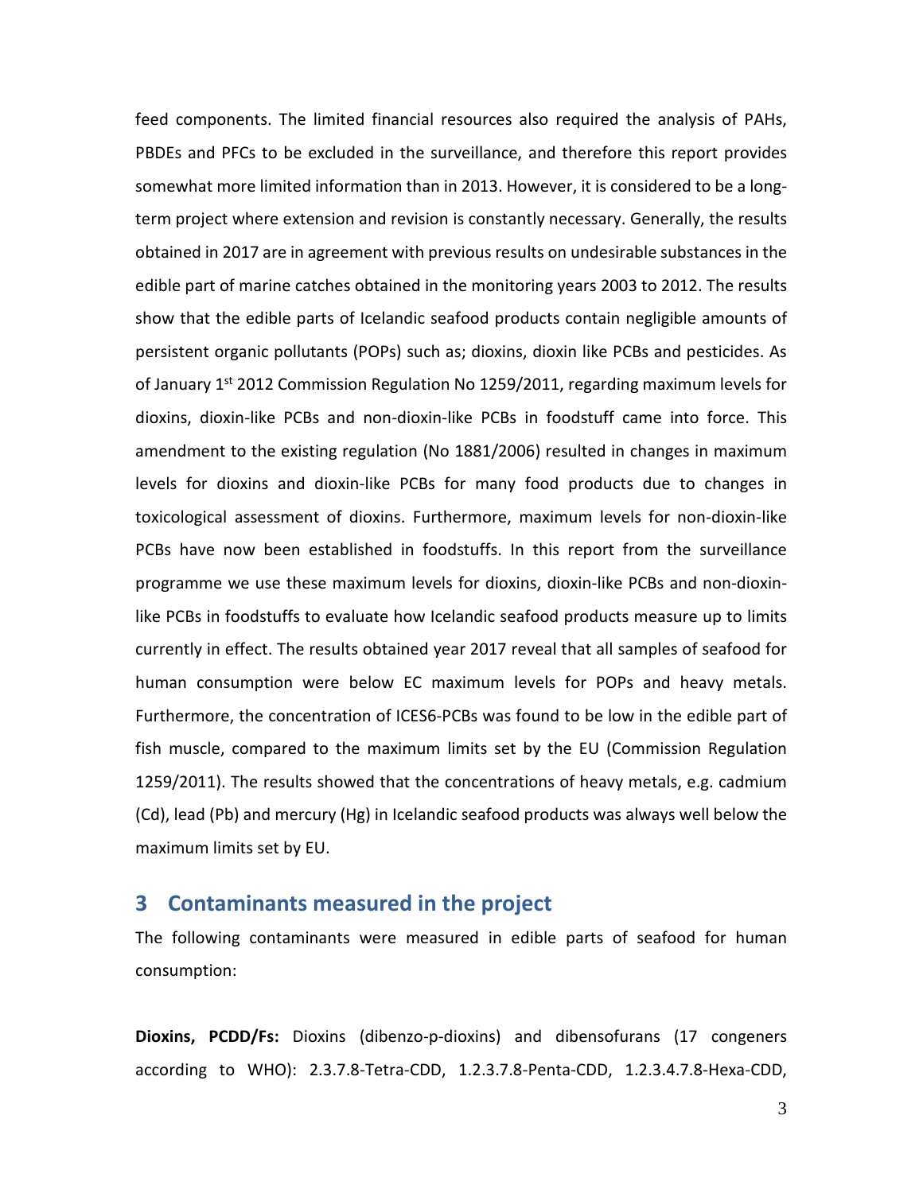feed components. The limited financial resources also required the analysis of PAHs, PBDEs and PFCs to be excluded in the surveillance, and therefore this report provides somewhat more limited information than in 2013. However, it is considered to be a long-term project where extension and revision is constantly necessary. Generally, the results obtained in 2017 are in agreement with previous results on undesirable substances in the edible part of marine catches obtained in the monitoring years 2003 to 2012. The results show that the edible parts of Icelandic seafood products contain negligible amounts of persistent organic pollutants (POPs) such as; dioxins, dioxin like PCBs and pesticides. As of January 1st 2012 Commission Regulation No 1259/2011, regarding maximum levels for dioxins, dioxin-like PCBs and non-dioxin-like PCBs in foodstuff came into force. This amendment to the existing regulation (No 1881/2006) resulted in changes in maximum levels for dioxins and dioxin-like PCBs for many food products due to changes in toxicological assessment of dioxins. Furthermore, maximum levels for non-dioxin-like PCBs have now been established in foodstuffs. In this report from the surveillance programme we use these maximum levels for dioxins, dioxin-like PCBs and non-dioxin-like PCBs in foodstuffs to evaluate how Icelandic seafood products measure up to limits currently in effect. The results obtained year 2017 reveal that all samples of seafood for human consumption were below EC maximum levels for POPs and heavy metals. Furthermore, the concentration of ICES6-PCBs was found to be low in the edible part of fish muscle, compared to the maximum limits set by the EU (Commission Regulation 1259/2011). The results showed that the concentrations of heavy metals, e.g. cadmium (Cd), lead (Pb) and mercury (Hg) in Icelandic seafood products was always well below the maximum limits set by EU.

## 3 Contaminants measured in the project

The following contaminants were measured in edible parts of seafood for human consumption:

**Dioxins, PCDD/Fs:** Dioxins (dibenzo-p-dioxins) and dibensofurans (17 congeners according to WHO): 2.3.7.8-Tetra-CDD, 1.2.3.7.8-Penta-CDD, 1.2.3.4.7.8-Hexa-CDD,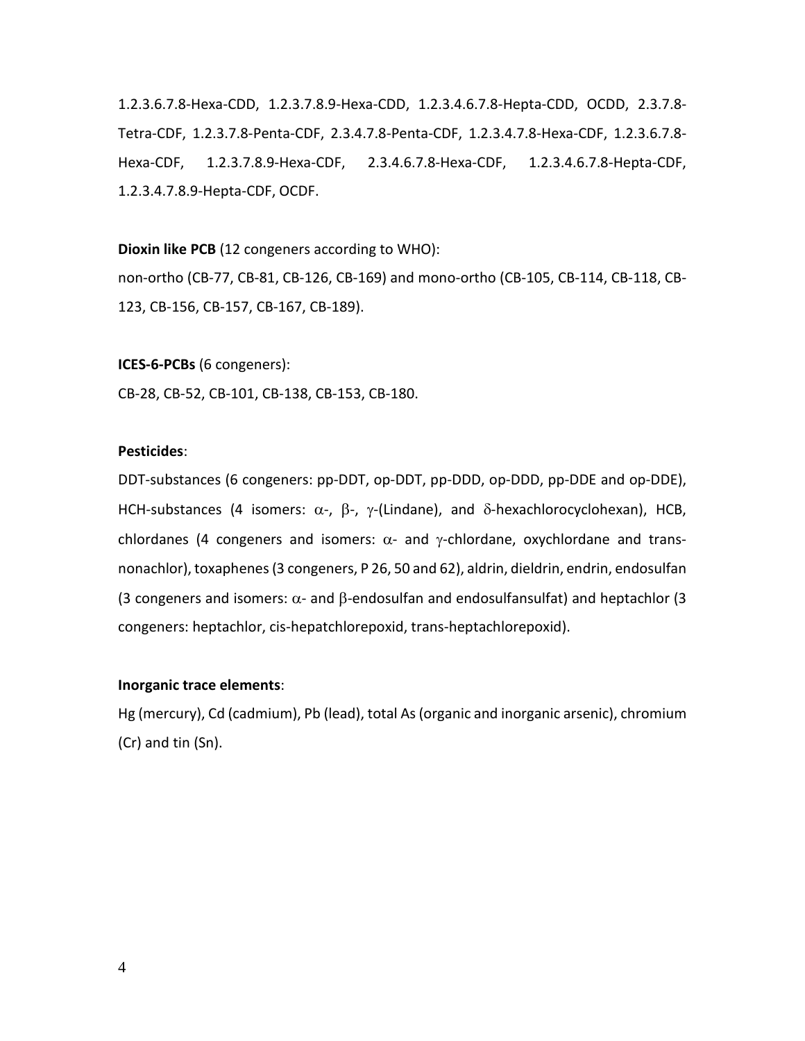1.2.3.6.7.8-Hexa-CDD, 1.2.3.7.8.9-Hexa-CDD, 1.2.3.4.6.7.8-Hepta-CDD, OCDD, 2.3.7.8-Tetra-CDF, 1.2.3.7.8-Penta-CDF, 2.3.4.7.8-Penta-CDF, 1.2.3.4.7.8-Hexa-CDF, 1.2.3.6.7.8-Hexa-CDF, 1.2.3.7.8.9-Hexa-CDF, 2.3.4.6.7.8-Hexa-CDF, 1.2.3.4.6.7.8-Hepta-CDF, 1.2.3.4.7.8.9-Hepta-CDF, OCDF.

**Dioxin like PCB** (12 congeners according to WHO):
non-ortho (CB-77, CB-81, CB-126, CB-169) and mono-ortho (CB-105, CB-114, CB-118, CB-123, CB-156, CB-157, CB-167, CB-189).

**ICES-6-PCBs** (6 congeners):
CB-28, CB-52, CB-101, CB-138, CB-153, CB-180.

**Pesticides**:
DDT-substances (6 congeners: pp-DDT, op-DDT, pp-DDD, op-DDD, pp-DDE and op-DDE), HCH-substances (4 isomers: $\alpha$-, $\beta$-, $\gamma$-(Lindane), and $\delta$-hexachlorocyclohexan), HCB, chlordanes (4 congeners and isomers: $\alpha$- and $\gamma$-chlordane, oxychlordane and trans-nonachlor), toxaphenes (3 congeners, P 26, 50 and 62), aldrin, dieldrin, endrin, endosulfan (3 congeners and isomers: $\alpha$- and $\beta$-endosulfan and endosulfansulfat) and heptachlor (3 congeners: heptachlor, cis-hepatchlorepoxid, trans-heptachlorepoxid).

**Inorganic trace elements**:
Hg (mercury), Cd (cadmium), Pb (lead), total As (organic and inorganic arsenic), chromium (Cr) and tin (Sn).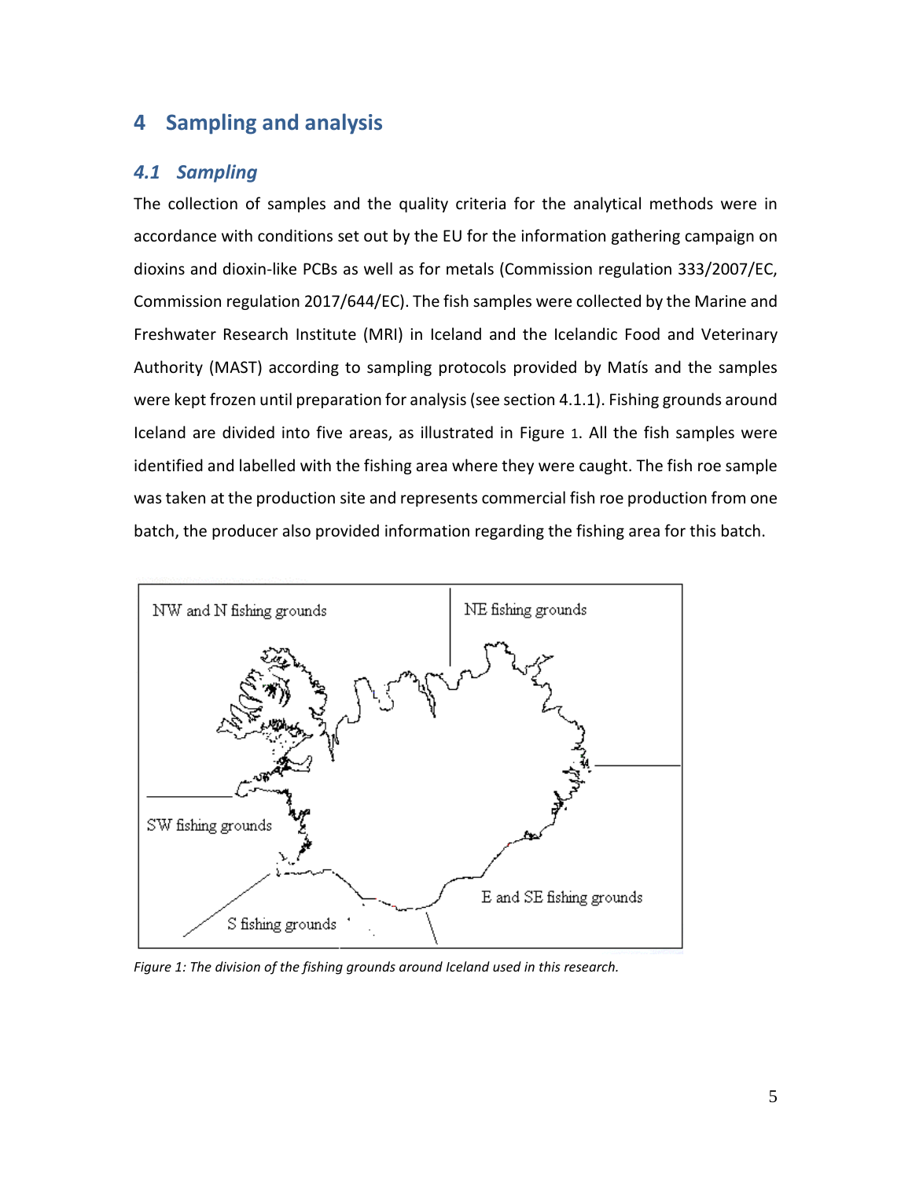# 4 Sampling and analysis

## 4.1 Sampling

The collection of samples and the quality criteria for the analytical methods were in accordance with conditions set out by the EU for the information gathering campaign on dioxins and dioxin-like PCBs as well as for metals (Commission regulation 333/2007/EC, Commission regulation 2017/644/EC). The fish samples were collected by the Marine and Freshwater Research Institute (MRI) in Iceland and the Icelandic Food and Veterinary Authority (MAST) according to sampling protocols provided by Matís and the samples were kept frozen until preparation for analysis (see section 4.1.1). Fishing grounds around Iceland are divided into five areas, as illustrated in Figure 1. All the fish samples were identified and labelled with the fishing area where they were caught. The fish roe sample was taken at the production site and represents commercial fish roe production from one batch, the producer also provided information regarding the fishing area for this batch.

NW and N fishing grounds

NE fishing grounds

SW fishing grounds

S fishing grounds

E and SE fishing grounds

*Figure 1: The division of the fishing grounds around Iceland used in this research.*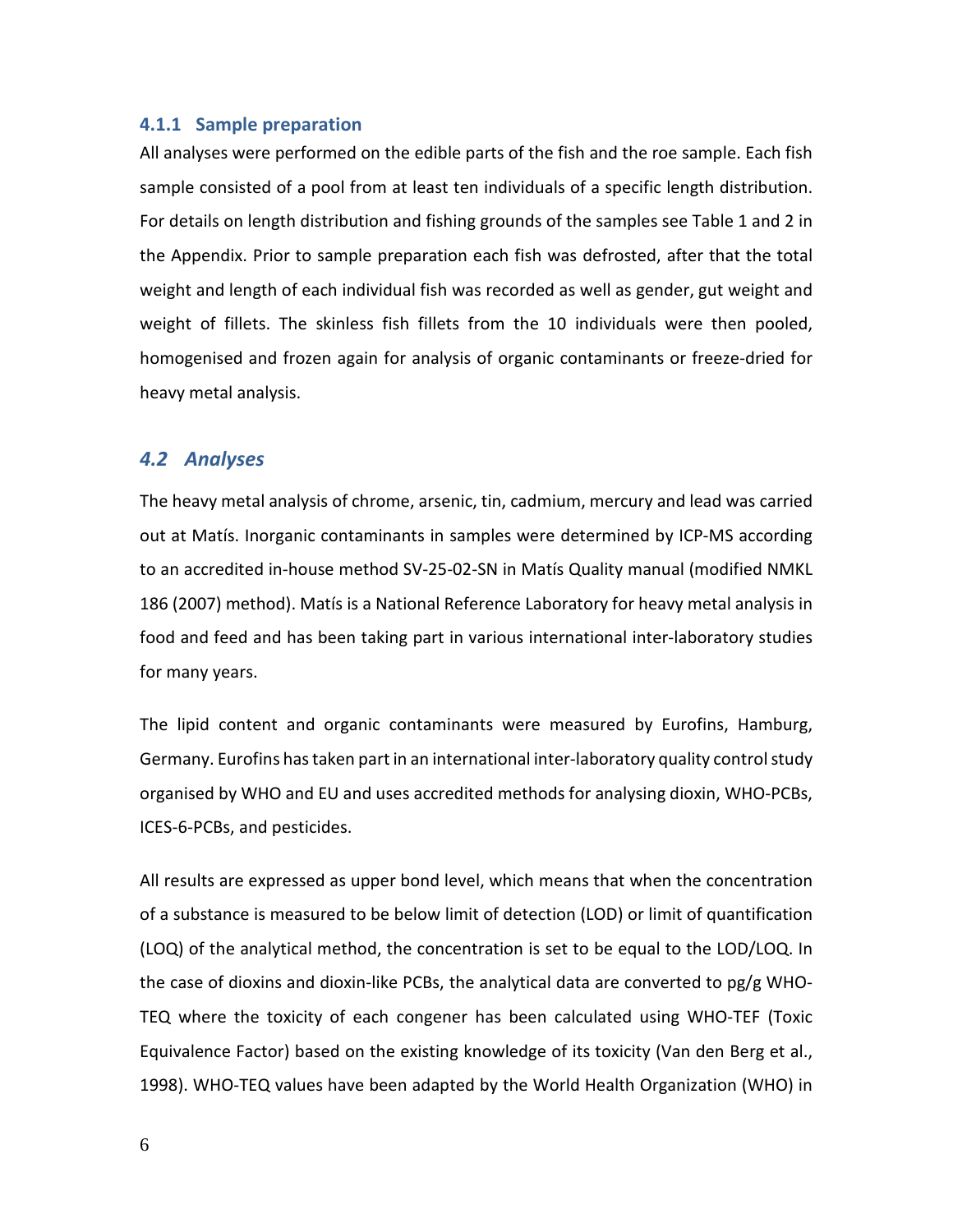### 4.1.1 Sample preparation

All analyses were performed on the edible parts of the fish and the roe sample. Each fish sample consisted of a pool from at least ten individuals of a specific length distribution. For details on length distribution and fishing grounds of the samples see Table 1 and 2 in the Appendix. Prior to sample preparation each fish was defrosted, after that the total weight and length of each individual fish was recorded as well as gender, gut weight and weight of fillets. The skinless fish fillets from the 10 individuals were then pooled, homogenised and frozen again for analysis of organic contaminants or freeze-dried for heavy metal analysis.

## *4.2 Analyses*

The heavy metal analysis of chrome, arsenic, tin, cadmium, mercury and lead was carried out at Matís. Inorganic contaminants in samples were determined by ICP-MS according to an accredited in-house method SV-25-02-SN in Matís Quality manual (modified NMKL 186 (2007) method). Matís is a National Reference Laboratory for heavy metal analysis in food and feed and has been taking part in various international inter-laboratory studies for many years.

The lipid content and organic contaminants were measured by Eurofins, Hamburg, Germany. Eurofins has taken part in an international inter-laboratory quality control study organised by WHO and EU and uses accredited methods for analysing dioxin, WHO-PCBs, ICES-6-PCBs, and pesticides.

All results are expressed as upper bond level, which means that when the concentration of a substance is measured to be below limit of detection (LOD) or limit of quantification (LOQ) of the analytical method, the concentration is set to be equal to the LOD/LOQ. In the case of dioxins and dioxin-like PCBs, the analytical data are converted to pg/g WHO-TEQ where the toxicity of each congener has been calculated using WHO-TEF (Toxic Equivalence Factor) based on the existing knowledge of its toxicity (Van den Berg et al., 1998). WHO-TEQ values have been adapted by the World Health Organization (WHO) in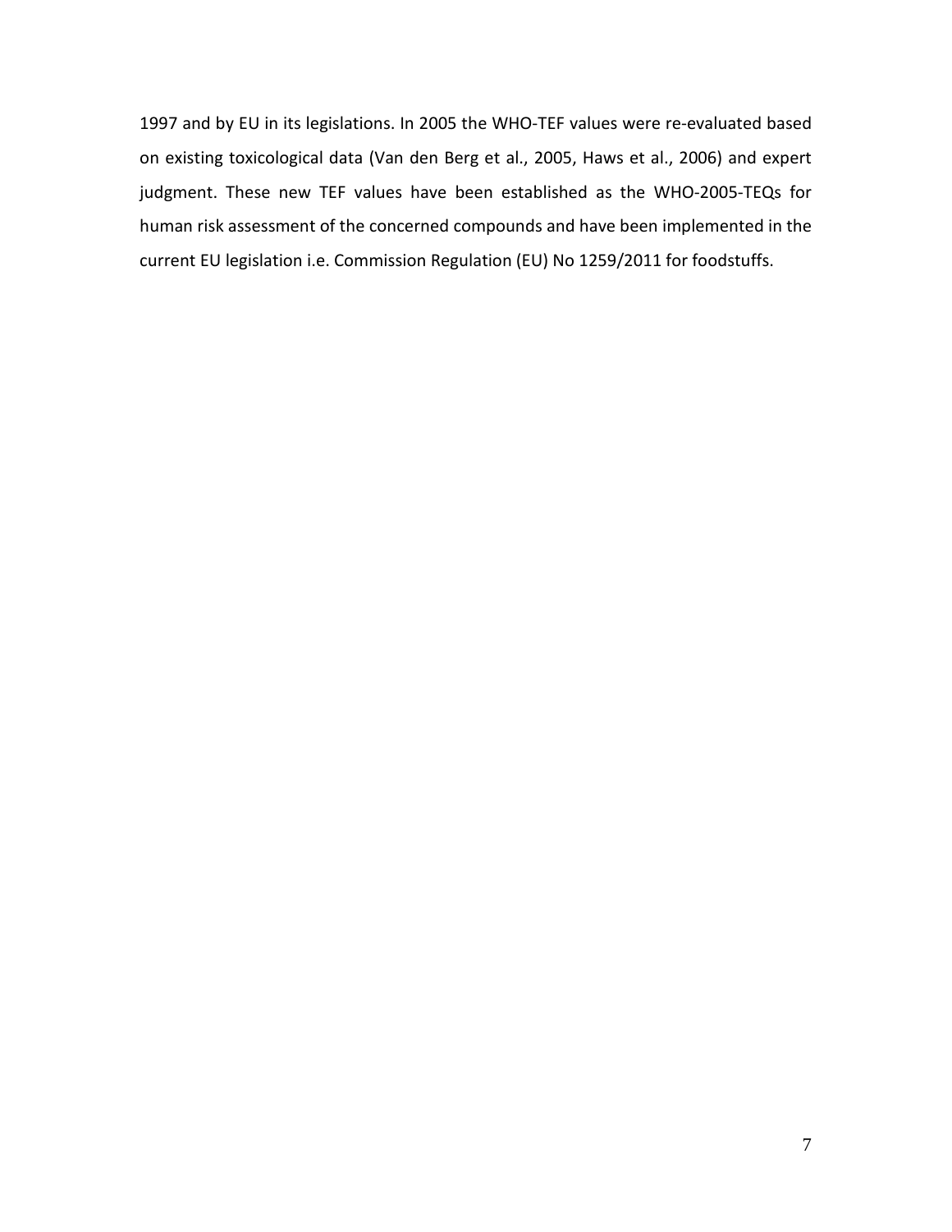1997 and by EU in its legislations. In 2005 the WHO-TEF values were re-evaluated based on existing toxicological data (Van den Berg et al., 2005, Haws et al., 2006) and expert judgment. These new TEF values have been established as the WHO-2005-TEQs for human risk assessment of the concerned compounds and have been implemented in the current EU legislation i.e. Commission Regulation (EU) No 1259/2011 for foodstuffs.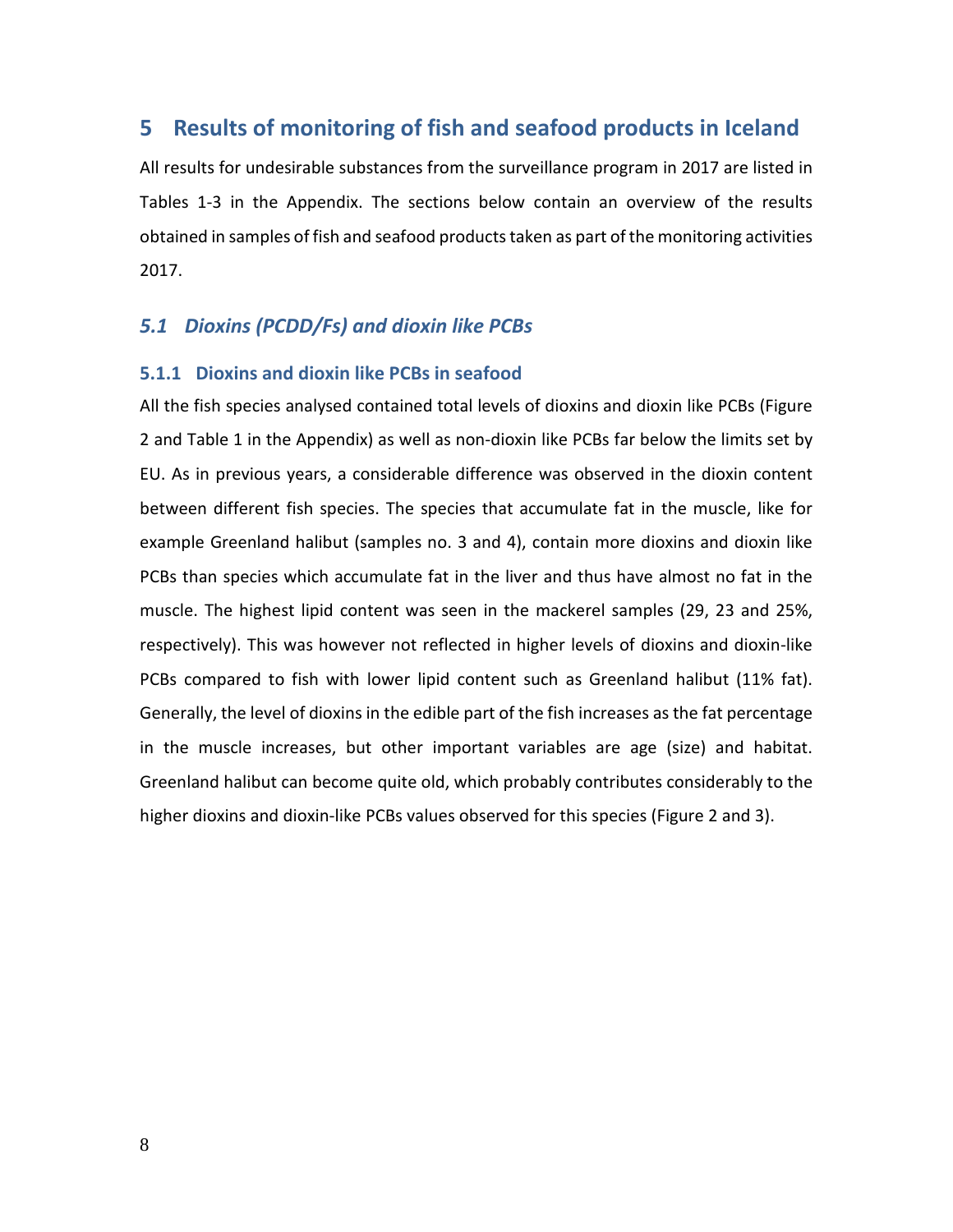# 5 Results of monitoring of fish and seafood products in Iceland

All results for undesirable substances from the surveillance program in 2017 are listed in Tables 1-3 in the Appendix. The sections below contain an overview of the results obtained in samples of fish and seafood products taken as part of the monitoring activities 2017.

## *5.1 Dioxins (PCDD/Fs) and dioxin like PCBs*

### 5.1.1 Dioxins and dioxin like PCBs in seafood

All the fish species analysed contained total levels of dioxins and dioxin like PCBs (Figure 2 and Table 1 in the Appendix) as well as non-dioxin like PCBs far below the limits set by EU. As in previous years, a considerable difference was observed in the dioxin content between different fish species. The species that accumulate fat in the muscle, like for example Greenland halibut (samples no. 3 and 4), contain more dioxins and dioxin like PCBs than species which accumulate fat in the liver and thus have almost no fat in the muscle. The highest lipid content was seen in the mackerel samples (29, 23 and 25%, respectively). This was however not reflected in higher levels of dioxins and dioxin-like PCBs compared to fish with lower lipid content such as Greenland halibut (11% fat). Generally, the level of dioxins in the edible part of the fish increases as the fat percentage in the muscle increases, but other important variables are age (size) and habitat. Greenland halibut can become quite old, which probably contributes considerably to the higher dioxins and dioxin-like PCBs values observed for this species (Figure 2 and 3).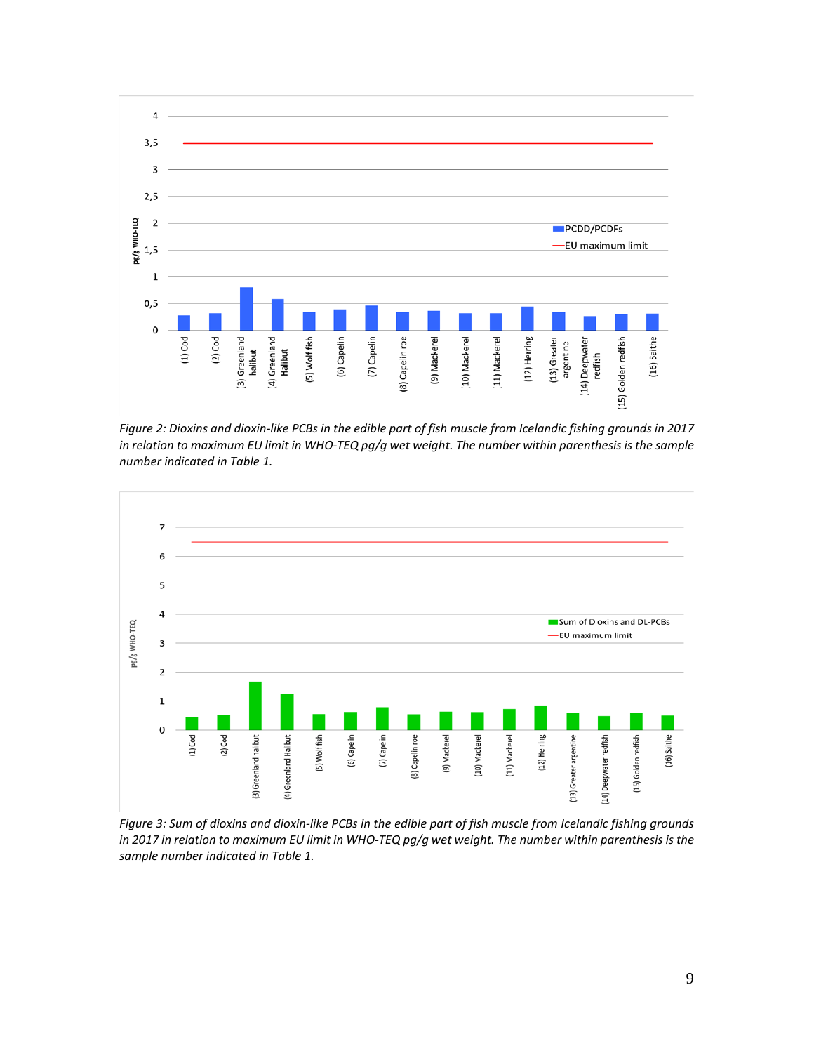Figure 2: Dioxins and dioxin-like PCBs in the edible part of fish muscle from Icelandic fishing grounds in 2017 in relation to maximum EU limit in WHO-TEQ pg/g wet weight. The number within parenthesis is the sample number indicated in Table 1.

Figure 3: Sum of dioxins and dioxin-like PCBs in the edible part of fish muscle from Icelandic fishing grounds in 2017 in relation to maximum EU limit in WHO-TEQ pg/g wet weight. The number within parenthesis is the sample number indicated in Table 1.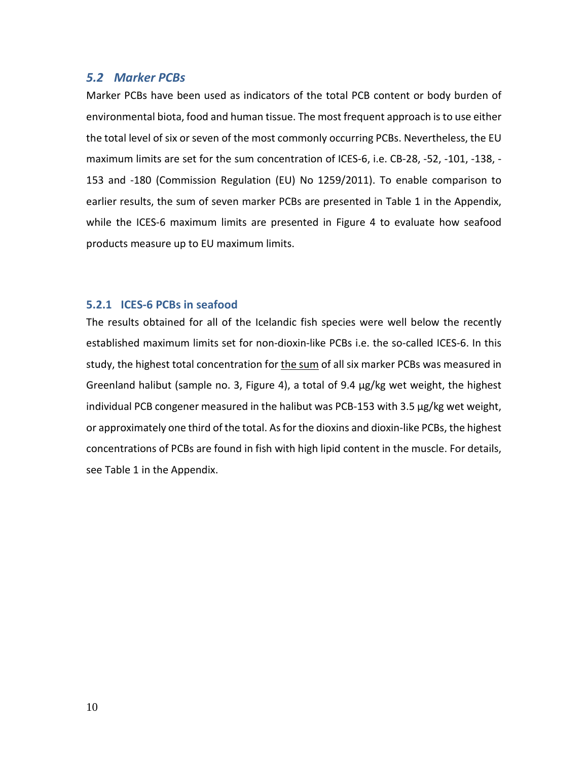## *5.2 Marker PCBs*

Marker PCBs have been used as indicators of the total PCB content or body burden of environmental biota, food and human tissue. The most frequent approach is to use either the total level of six or seven of the most commonly occurring PCBs. Nevertheless, the EU maximum limits are set for the sum concentration of ICES-6, i.e. CB-28, -52, -101, -138, -153 and -180 (Commission Regulation (EU) No 1259/2011). To enable comparison to earlier results, the sum of seven marker PCBs are presented in Table 1 in the Appendix, while the ICES-6 maximum limits are presented in Figure 4 to evaluate how seafood products measure up to EU maximum limits.

### 5.2.1 ICES-6 PCBs in seafood

The results obtained for all of the Icelandic fish species were well below the recently established maximum limits set for non-dioxin-like PCBs i.e. the so-called ICES-6. In this study, the highest total concentration for <u>the sum</u> of all six marker PCBs was measured in Greenland halibut (sample no. 3, Figure 4), a total of 9.4 µg/kg wet weight, the highest individual PCB congener measured in the halibut was PCB-153 with 3.5 µg/kg wet weight, or approximately one third of the total. As for the dioxins and dioxin-like PCBs, the highest concentrations of PCBs are found in fish with high lipid content in the muscle. For details, see Table 1 in the Appendix.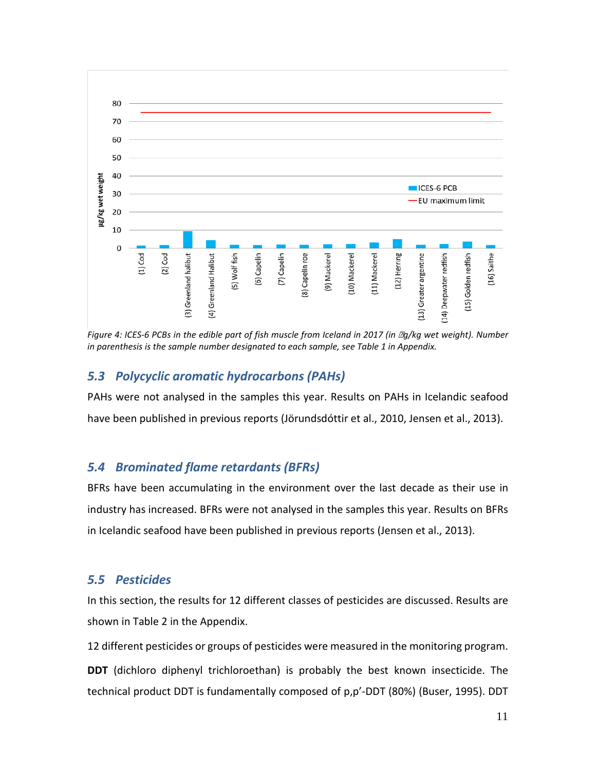Figure 4: ICES-6 PCBs in the edible part of fish muscle from Iceland in 2017 (in μg/kg wet weight). Number in parenthesis is the sample number designated to each sample, see Table 1 in Appendix.

## *5.3 Polycyclic aromatic hydrocarbons (PAHs)*

PAHs were not analysed in the samples this year. Results on PAHs in Icelandic seafood have been published in previous reports (Jörundsdóttir et al., 2010, Jensen et al., 2013).

## *5.4 Brominated flame retardants (BFRs)*

BFRs have been accumulating in the environment over the last decade as their use in industry has increased. BFRs were not analysed in the samples this year. Results on BFRs in Icelandic seafood have been published in previous reports (Jensen et al., 2013).

## *5.5 Pesticides*

In this section, the results for 12 different classes of pesticides are discussed. Results are shown in Table 2 in the Appendix.

12 different pesticides or groups of pesticides were measured in the monitoring program.

**DDT** (dichloro diphenyl trichloroethan) is probably the best known insecticide. The technical product DDT is fundamentally composed of p,p'-DDT (80%) (Buser, 1995). DDT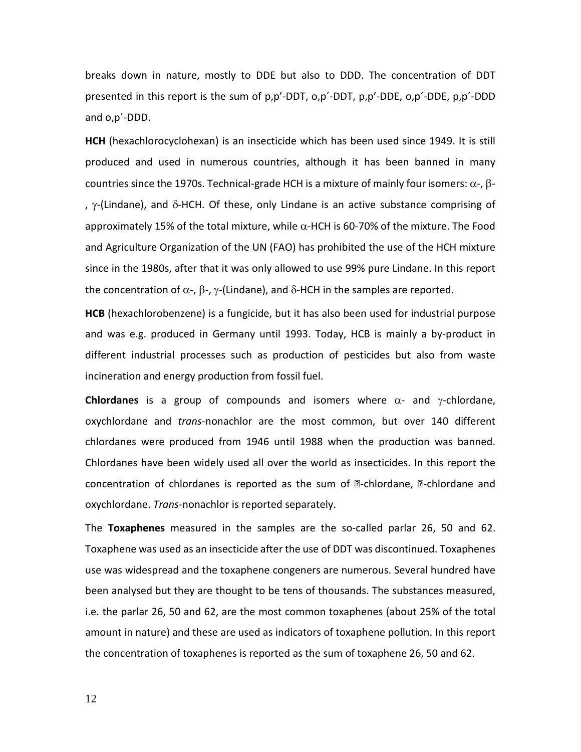breaks down in nature, mostly to DDE but also to DDD. The concentration of DDT presented in this report is the sum of p,p'-DDT, o,p´-DDT, p,p'-DDE, o,p´-DDE, p,p´-DDD and o,p´-DDD.

**HCH** (hexachlorocyclohexan) is an insecticide which has been used since 1949. It is still produced and used in numerous countries, although it has been banned in many countries since the 1970s. Technical-grade HCH is a mixture of mainly four isomers: α-, β-, γ-(Lindane), and δ-HCH. Of these, only Lindane is an active substance comprising of approximately 15% of the total mixture, while α-HCH is 60-70% of the mixture. The Food and Agriculture Organization of the UN (FAO) has prohibited the use of the HCH mixture since in the 1980s, after that it was only allowed to use 99% pure Lindane. In this report the concentration of α-, β-, γ-(Lindane), and δ-HCH in the samples are reported.

**HCB** (hexachlorobenzene) is a fungicide, but it has also been used for industrial purpose and was e.g. produced in Germany until 1993. Today, HCB is mainly a by-product in different industrial processes such as production of pesticides but also from waste incineration and energy production from fossil fuel.

**Chlordanes** is a group of compounds and isomers where α- and γ-chlordane, oxychlordane and *trans*-nonachlor are the most common, but over 140 different chlordanes were produced from 1946 until 1988 when the production was banned. Chlordanes have been widely used all over the world as insecticides. In this report the concentration of chlordanes is reported as the sum of �-chlordane, �-chlordane and oxychlordane. *Trans*-nonachlor is reported separately.

The **Toxaphenes** measured in the samples are the so-called parlar 26, 50 and 62. Toxaphene was used as an insecticide after the use of DDT was discontinued. Toxaphenes use was widespread and the toxaphene congeners are numerous. Several hundred have been analysed but they are thought to be tens of thousands. The substances measured, i.e. the parlar 26, 50 and 62, are the most common toxaphenes (about 25% of the total amount in nature) and these are used as indicators of toxaphene pollution. In this report the concentration of toxaphenes is reported as the sum of toxaphene 26, 50 and 62.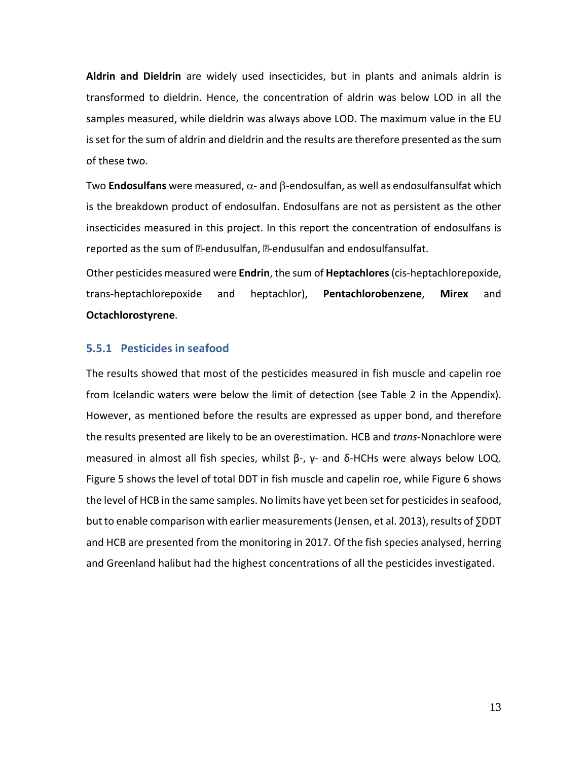**Aldrin and Dieldrin** are widely used insecticides, but in plants and animals aldrin is transformed to dieldrin. Hence, the concentration of aldrin was below LOD in all the samples measured, while dieldrin was always above LOD. The maximum value in the EU is set for the sum of aldrin and dieldrin and the results are therefore presented as the sum of these two.

Two **Endosulfans** were measured, α- and β-endosulfan, as well as endosulfansulfat which is the breakdown product of endosulfan. Endosulfans are not as persistent as the other insecticides measured in this project. In this report the concentration of endosulfans is reported as the sum of α-endusulfan, β-endusulfan and endosulfansulfat.

Other pesticides measured were **Endrin**, the sum of **Heptachlores** (cis-heptachlorepoxide, trans-heptachlorepoxide and heptachlor), **Pentachlorobenzene**, **Mirex** and **Octachlorostyrene**.

### 5.5.1 Pesticides in seafood

The results showed that most of the pesticides measured in fish muscle and capelin roe from Icelandic waters were below the limit of detection (see Table 2 in the Appendix). However, as mentioned before the results are expressed as upper bond, and therefore the results presented are likely to be an overestimation. HCB and *trans*-Nonachlore were measured in almost all fish species, whilst β-, γ- and δ-HCHs were always below LOQ. Figure 5 shows the level of total DDT in fish muscle and capelin roe, while Figure 6 shows the level of HCB in the same samples. No limits have yet been set for pesticides in seafood, but to enable comparison with earlier measurements (Jensen, et al. 2013), results of ∑DDT and HCB are presented from the monitoring in 2017. Of the fish species analysed, herring and Greenland halibut had the highest concentrations of all the pesticides investigated.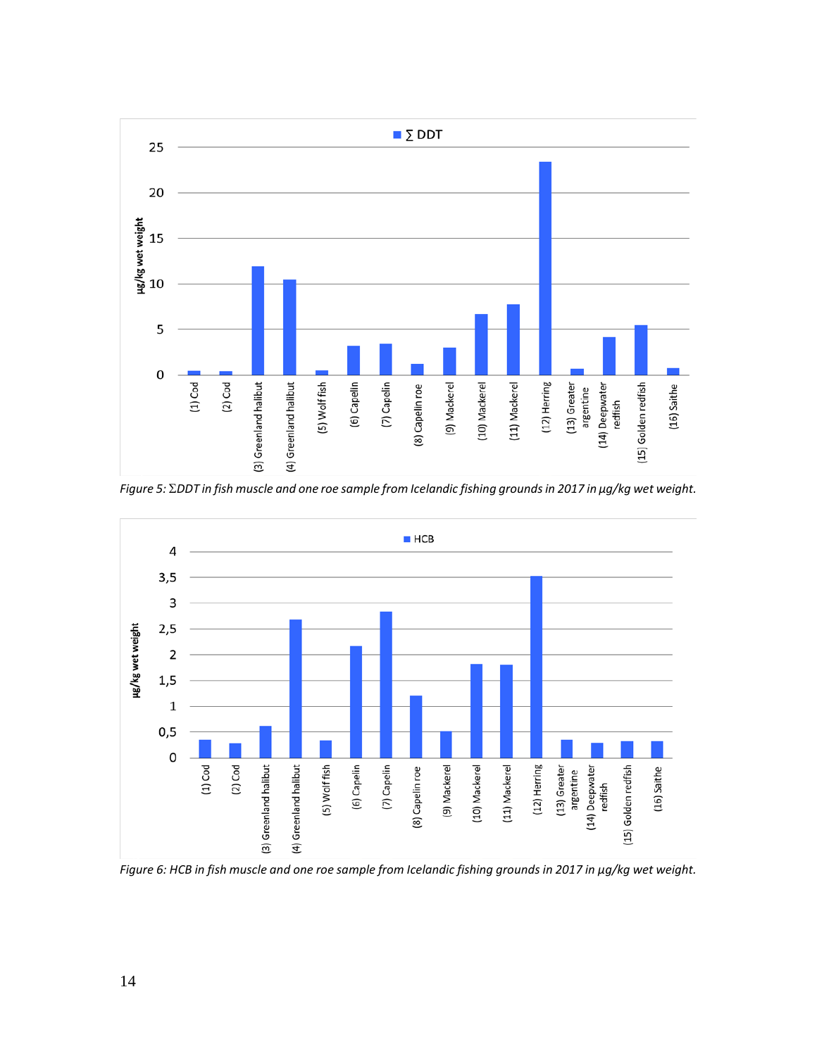Figure 5: ΣDDT in fish muscle and one roe sample from Icelandic fishing grounds in 2017 in µg/kg wet weight.

Figure 6: HCB in fish muscle and one roe sample from Icelandic fishing grounds in 2017 in µg/kg wet weight.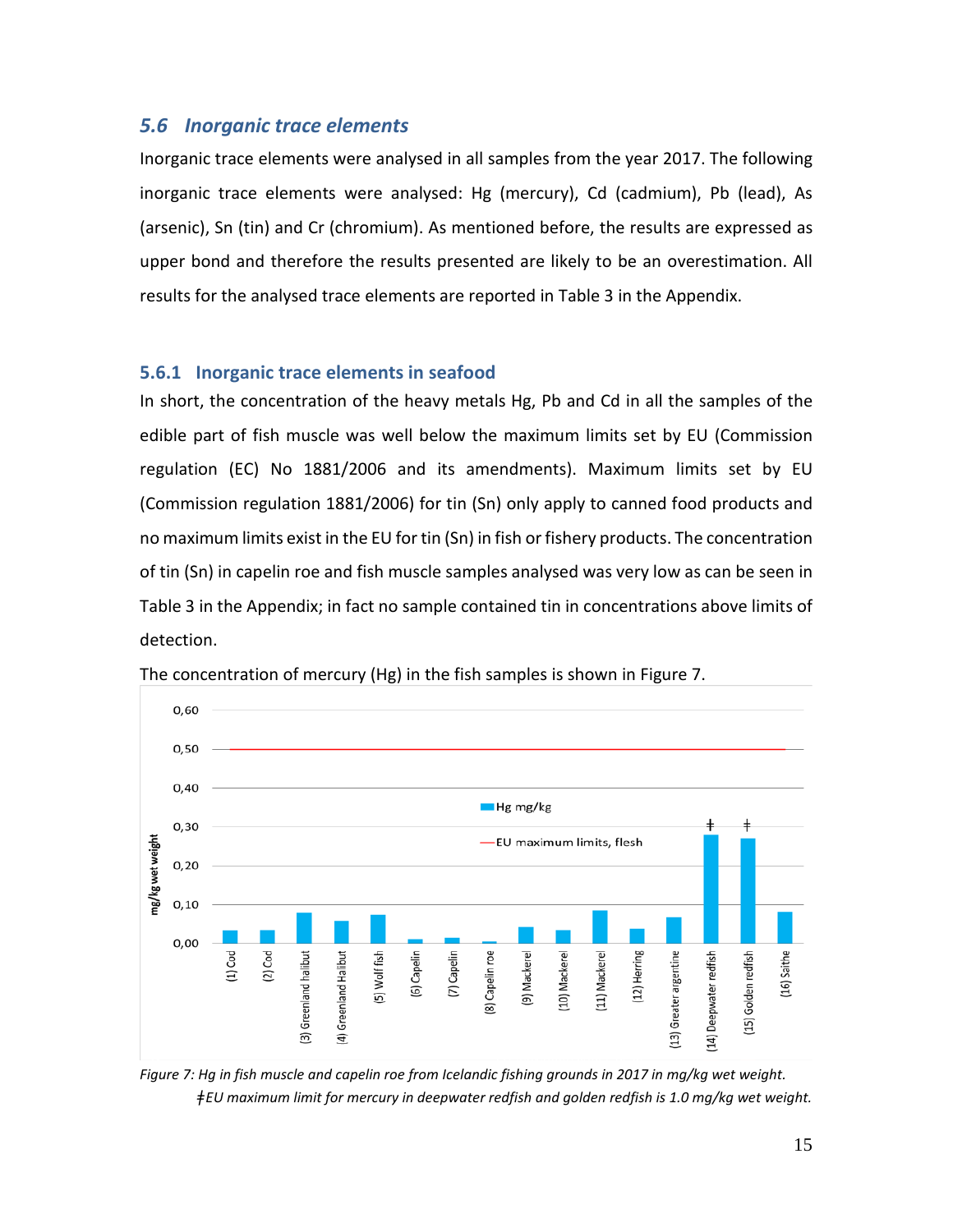## 5.6 Inorganic trace elements

Inorganic trace elements were analysed in all samples from the year 2017. The following inorganic trace elements were analysed: Hg (mercury), Cd (cadmium), Pb (lead), As (arsenic), Sn (tin) and Cr (chromium). As mentioned before, the results are expressed as upper bond and therefore the results presented are likely to be an overestimation. All results for the analysed trace elements are reported in Table 3 in the Appendix.

### 5.6.1 Inorganic trace elements in seafood

In short, the concentration of the heavy metals Hg, Pb and Cd in all the samples of the edible part of fish muscle was well below the maximum limits set by EU (Commission regulation (EC) No 1881/2006 and its amendments). Maximum limits set by EU (Commission regulation 1881/2006) for tin (Sn) only apply to canned food products and no maximum limits exist in the EU for tin (Sn) in fish or fishery products. The concentration of tin (Sn) in capelin roe and fish muscle samples analysed was very low as can be seen in Table 3 in the Appendix; in fact no sample contained tin in concentrations above limits of detection.

The concentration of mercury (Hg) in the fish samples is shown in Figure 7.

*Figure 7: Hg in fish muscle and capelin roe from Icelandic fishing grounds in 2017 in mg/kg wet weight. ǂEU maximum limit for mercury in deepwater redfish and golden redfish is 1.0 mg/kg wet weight.*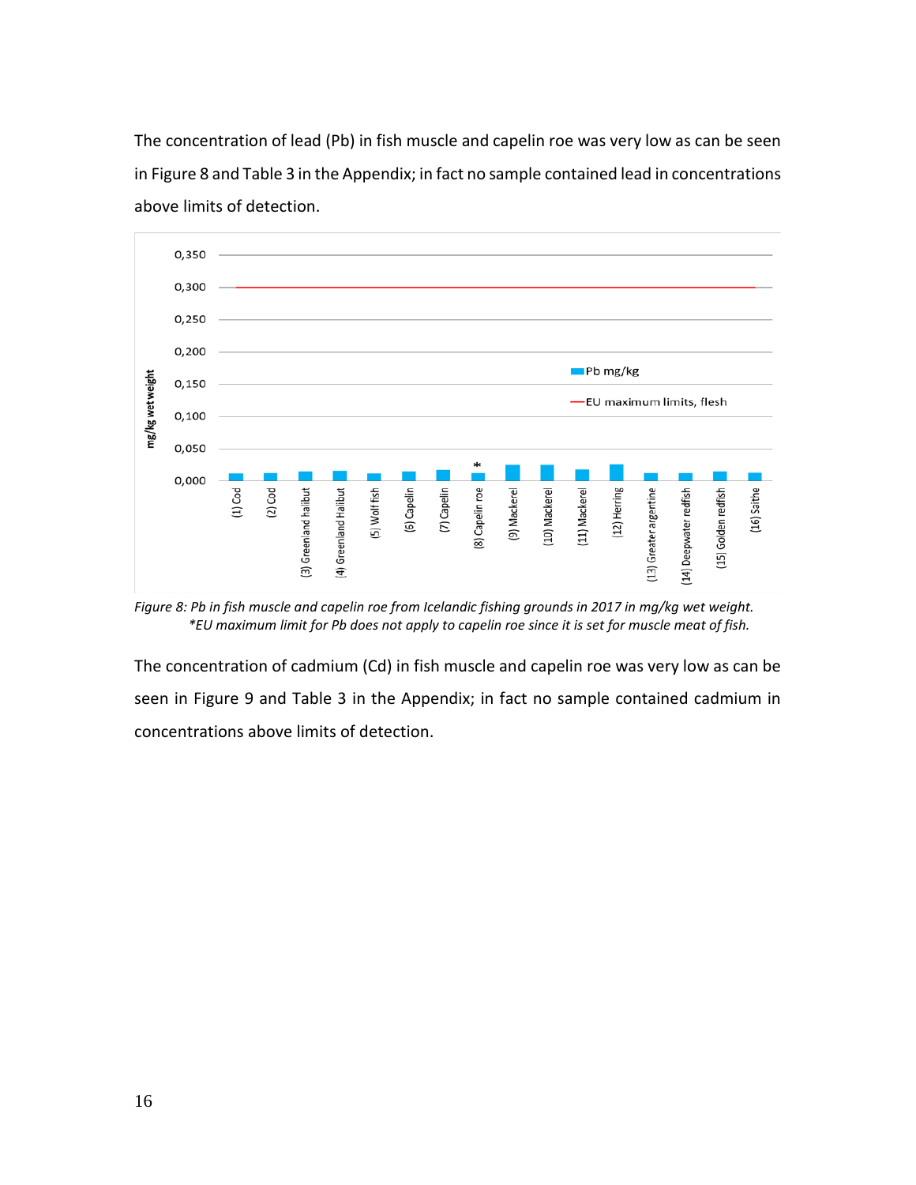The concentration of lead (Pb) in fish muscle and capelin roe was very low as can be seen in Figure 8 and Table 3 in the Appendix; in fact no sample contained lead in concentrations above limits of detection.

*Figure 8: Pb in fish muscle and capelin roe from Icelandic fishing grounds in 2017 in mg/kg wet weight.*
*\*EU maximum limit for Pb does not apply to capelin roe since it is set for muscle meat of fish.*

The concentration of cadmium (Cd) in fish muscle and capelin roe was very low as can be seen in Figure 9 and Table 3 in the Appendix; in fact no sample contained cadmium in concentrations above limits of detection.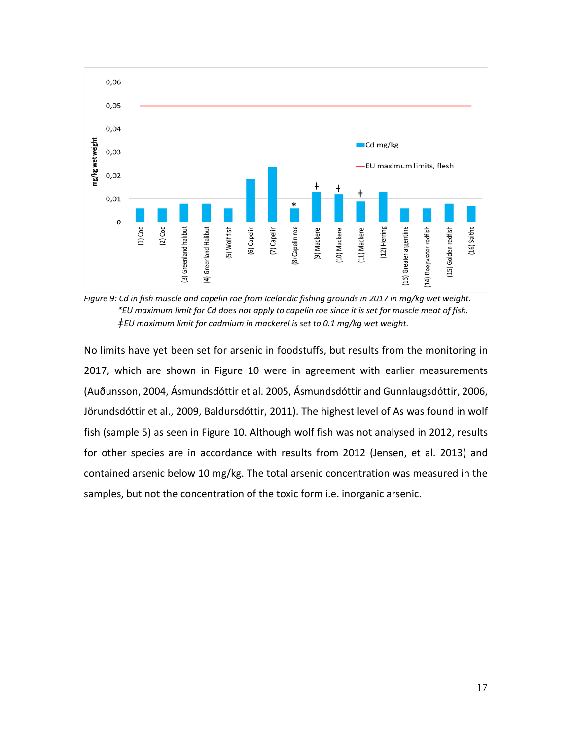*Figure 9: Cd in fish muscle and capelin roe from Icelandic fishing grounds in 2017 in mg/kg wet weight.*
*\*EU maximum limit for Cd does not apply to capelin roe since it is set for muscle meat of fish.*
*ǂEU maximum limit for cadmium in mackerel is set to 0.1 mg/kg wet weight.*

No limits have yet been set for arsenic in foodstuffs, but results from the monitoring in 2017, which are shown in Figure 10 were in agreement with earlier measurements (Auðunsson, 2004, Ásmundsdóttir et al. 2005, Ásmundsdóttir and Gunnlaugsdóttir, 2006, Jörundsdóttir et al., 2009, Baldursdóttir, 2011). The highest level of As was found in wolf fish (sample 5) as seen in Figure 10. Although wolf fish was not analysed in 2012, results for other species are in accordance with results from 2012 (Jensen, et al. 2013) and contained arsenic below 10 mg/kg. The total arsenic concentration was measured in the samples, but not the concentration of the toxic form i.e. inorganic arsenic.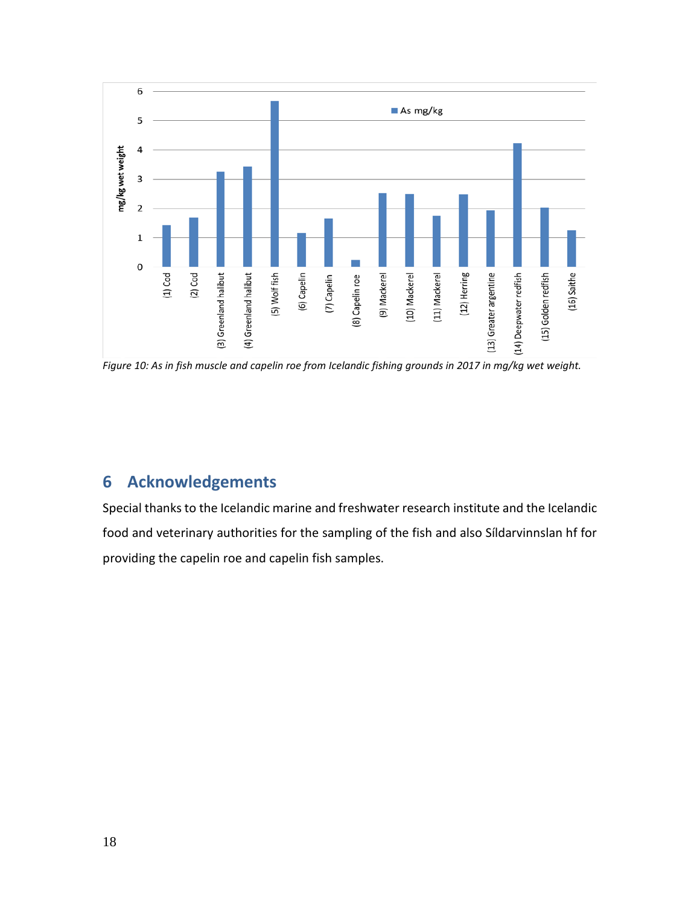Figure 10: As in fish muscle and capelin roe from Icelandic fishing grounds in 2017 in mg/kg wet weight.

# 6 Acknowledgements

Special thanks to the Icelandic marine and freshwater research institute and the Icelandic food and veterinary authorities for the sampling of the fish and also Síldarvinnslan hf for providing the capelin roe and capelin fish samples.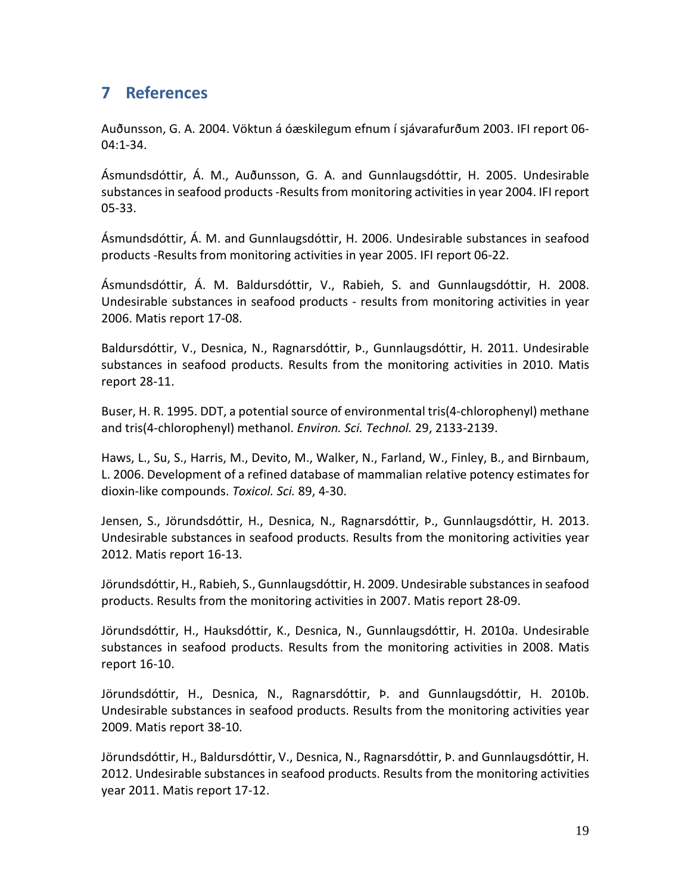## 7 References

Auðunsson, G. A. 2004. Vöktun á óæskilegum efnum í sjávarafurðum 2003. IFI report 06-04:1-34.

Ásmundsdóttir, Á. M., Auðunsson, G. A. and Gunnlaugsdóttir, H. 2005. Undesirable substances in seafood products -Results from monitoring activities in year 2004. IFI report 05-33.

Ásmundsdóttir, Á. M. and Gunnlaugsdóttir, H. 2006. Undesirable substances in seafood products -Results from monitoring activities in year 2005. IFI report 06-22.

Ásmundsdóttir, Á. M. Baldursdóttir, V., Rabieh, S. and Gunnlaugsdóttir, H. 2008. Undesirable substances in seafood products - results from monitoring activities in year 2006. Matis report 17-08.

Baldursdóttir, V., Desnica, N., Ragnarsdóttir, Þ., Gunnlaugsdóttir, H. 2011. Undesirable substances in seafood products. Results from the monitoring activities in 2010. Matis report 28-11.

Buser, H. R. 1995. DDT, a potential source of environmental tris(4-chlorophenyl) methane and tris(4-chlorophenyl) methanol. *Environ. Sci. Technol.* 29, 2133-2139.

Haws, L., Su, S., Harris, M., Devito, M., Walker, N., Farland, W., Finley, B., and Birnbaum, L. 2006. Development of a refined database of mammalian relative potency estimates for dioxin-like compounds. *Toxicol. Sci.* 89, 4-30.

Jensen, S., Jörundsdóttir, H., Desnica, N., Ragnarsdóttir, Þ., Gunnlaugsdóttir, H. 2013. Undesirable substances in seafood products. Results from the monitoring activities year 2012. Matis report 16-13.

Jörundsdóttir, H., Rabieh, S., Gunnlaugsdóttir, H. 2009. Undesirable substances in seafood products. Results from the monitoring activities in 2007. Matis report 28-09.

Jörundsdóttir, H., Hauksdóttir, K., Desnica, N., Gunnlaugsdóttir, H. 2010a. Undesirable substances in seafood products. Results from the monitoring activities in 2008. Matis report 16-10.

Jörundsdóttir, H., Desnica, N., Ragnarsdóttir, Þ. and Gunnlaugsdóttir, H. 2010b. Undesirable substances in seafood products. Results from the monitoring activities year 2009. Matis report 38-10.

Jörundsdóttir, H., Baldursdóttir, V., Desnica, N., Ragnarsdóttir, Þ. and Gunnlaugsdóttir, H. 2012. Undesirable substances in seafood products. Results from the monitoring activities year 2011. Matis report 17-12.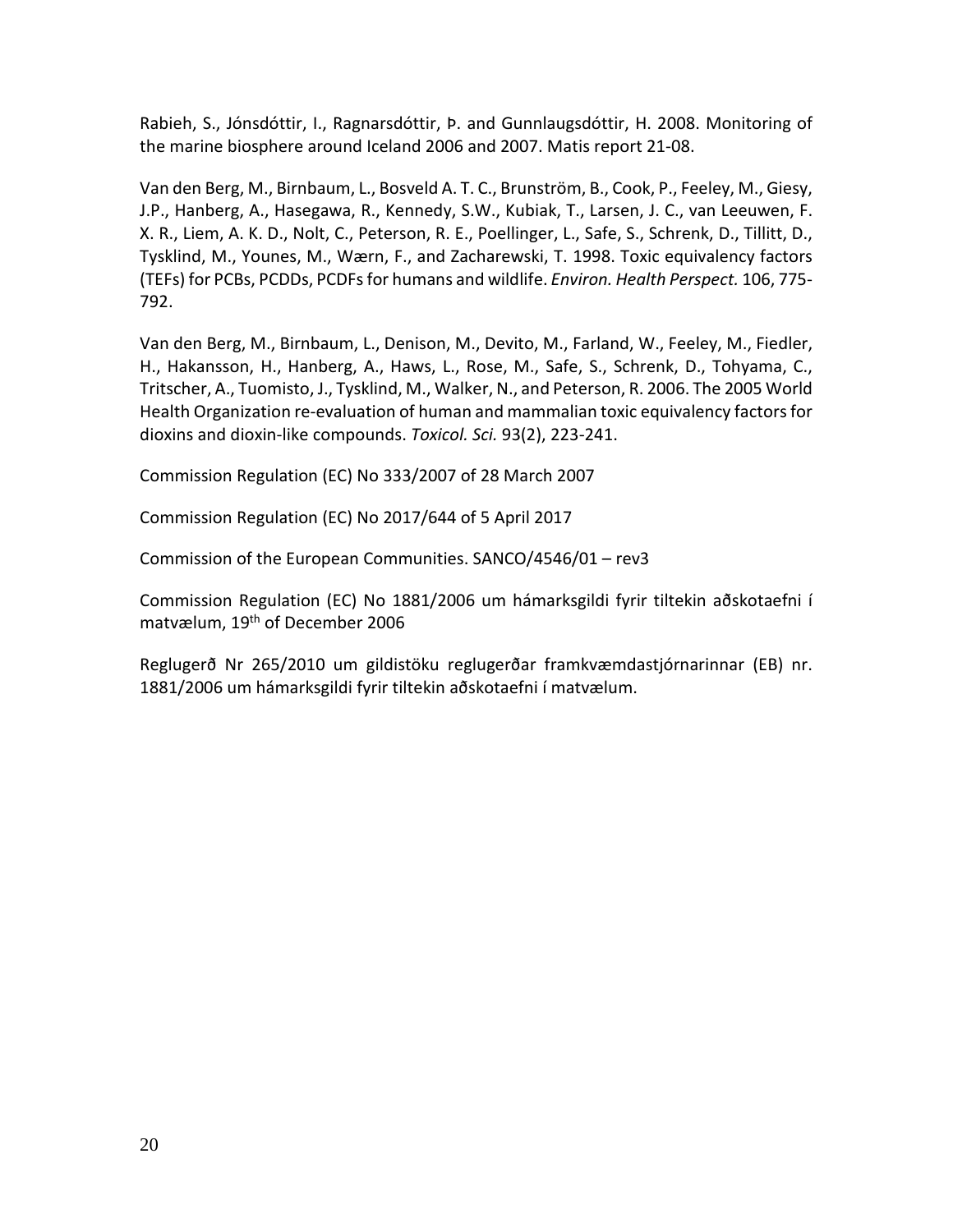Rabieh, S., Jónsdóttir, I., Ragnarsdóttir, Þ. and Gunnlaugsdóttir, H. 2008. Monitoring of the marine biosphere around Iceland 2006 and 2007. Matis report 21-08.

Van den Berg, M., Birnbaum, L., Bosveld A. T. C., Brunström, B., Cook, P., Feeley, M., Giesy, J.P., Hanberg, A., Hasegawa, R., Kennedy, S.W., Kubiak, T., Larsen, J. C., van Leeuwen, F. X. R., Liem, A. K. D., Nolt, C., Peterson, R. E., Poellinger, L., Safe, S., Schrenk, D., Tillitt, D., Tysklind, M., Younes, M., Wærn, F., and Zacharewski, T. 1998. Toxic equivalency factors (TEFs) for PCBs, PCDDs, PCDFs for humans and wildlife. *Environ. Health Perspect.* 106, 775-792.

Van den Berg, M., Birnbaum, L., Denison, M., Devito, M., Farland, W., Feeley, M., Fiedler, H., Hakansson, H., Hanberg, A., Haws, L., Rose, M., Safe, S., Schrenk, D., Tohyama, C., Tritscher, A., Tuomisto, J., Tysklind, M., Walker, N., and Peterson, R. 2006. The 2005 World Health Organization re-evaluation of human and mammalian toxic equivalency factors for dioxins and dioxin-like compounds. *Toxicol. Sci.* 93(2), 223-241.

Commission Regulation (EC) No 333/2007 of 28 March 2007

Commission Regulation (EC) No 2017/644 of 5 April 2017

Commission of the European Communities. SANCO/4546/01 – rev3

Commission Regulation (EC) No 1881/2006 um hámarksgildi fyrir tiltekin aðskotaefni í matvælum, 19th of December 2006

Reglugerð Nr 265/2010 um gildistöku reglugerðar framkvæmdastjórnarinnar (EB) nr. 1881/2006 um hámarksgildi fyrir tiltekin aðskotaefni í matvælum.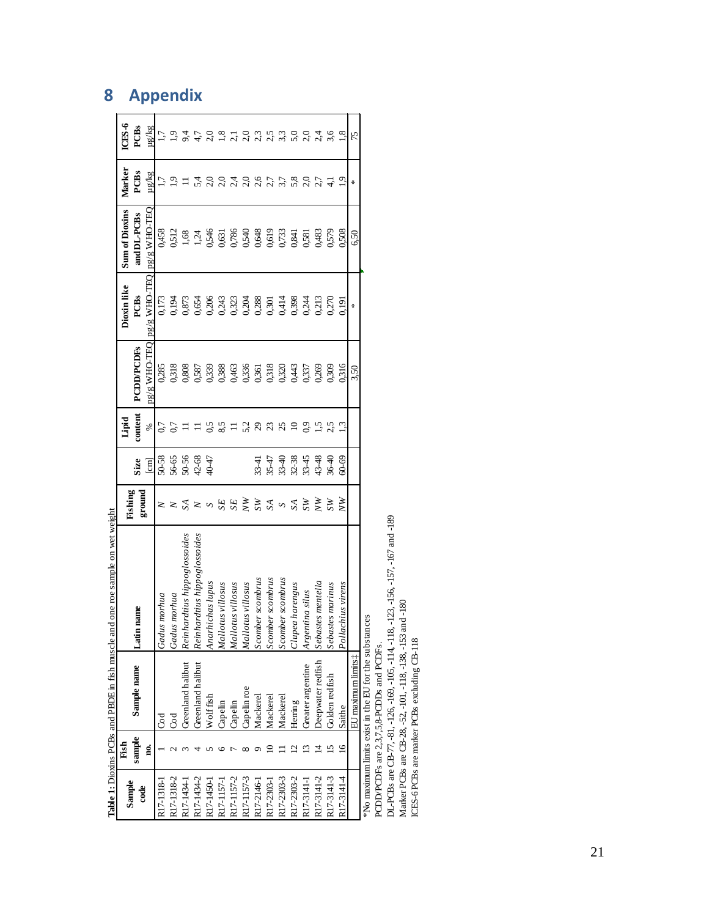# 8 Appendix

**Table 1:** Dioxins PCBs and PBDE in fish muscle and one roe sample on wet weight

| Sample code | Fish sample no. | Sample name | Latin name | Fishing ground | Size [cm] | Lipid content % | PCDD/PCDFs pg/g WHO-TEQ | Dioxin like PCBs pg/g WHO-TEQ | Sum of Dioxins and DL-PCBs pg/g WHO-TEQ | Marker PCBs µg/kg | ICES-6 PCBs µg/kg |
|---|---|---|---|---|---|---|---|---|---|---|---|
| R17-1318-1 | 1 | Cod | *Gadus morhua* | *N* | 50-58 | 0,7 | 0,285 | 0,173 | 0,458 | 1,7 | 1,7 |
| R17-1318-2 | 2 | Cod | *Gadus morhua* | *N* | 56-65 | 0,7 | 0,318 | 0,194 | 0,512 | 1,9 | 1,9 |
| R17-1434-1 | 3 | Greenland halibut | *Reinhardtius hippoglossoides* | *SA* | 50-56 | 11 | 0,808 | 0,873 | 1,68 | 11 | 9,4 |
| R17-1434-2 | 4 | Greenland halibut | *Reinhardtius hippoglossoides* | *N* | 42-68 | 11 | 0,587 | 0,654 | 1,24 | 5,4 | 4,7 |
| R17-1450-1 | 5 | Wolf fish | *Anarhichas lupus* | *S* | 40-47 | 0,5 | 0,339 | 0,206 | 0,546 | 2,0 | 2,0 |
| R17-1157-1 | 6 | Capelin | *Mallotus villosus* | *SE* | | 8,5 | 0,388 | 0,243 | 0,631 | 2,0 | 1,8 |
| R17-1157-2 | 7 | Capelin | *Mallotus villosus* | *SE* | | 11 | 0,463 | 0,323 | 0,786 | 2,4 | 2,1 |
| R17-1157-3 | 8 | Capelin roe | *Mallotus villosus* | *NW* | | 5,2 | 0,336 | 0,204 | 0,540 | 2,0 | 2,0 |
| R17-2146-1 | 9 | Mackerel | *Scomber scombrus* | *SW* | 33-41 | 29 | 0,361 | 0,288 | 0,648 | 2,6 | 2,3 |
| R17-2303-1 | 10 | Mackerel | *Scomber scombrus* | *SA* | 35-47 | 23 | 0,318 | 0,301 | 0,619 | 2,7 | 2,5 |
| R17-2303-3 | 11 | Mackerel | *Scomber scombrus* | *S* | 33-40 | 25 | 0,320 | 0,414 | 0,733 | 3,7 | 3,3 |
| R17-2303-2 | 12 | Herring | *Clupea harengus* | *SA* | 32-38 | 10 | 0,443 | 0,398 | 0,841 | 5,8 | 5,0 |
| R17-3141-1 | 13 | Greater argentine | *Argentina silus* | *SW* | 33-45 | 0,9 | 0,337 | 0,244 | 0,581 | 2,0 | 2,0 |
| R17-3141-2 | 14 | Deepwater redfish | *Sebastes mentella* | *NW* | 43-48 | 1,5 | 0,269 | 0,213 | 0,483 | 2,7 | 2,4 |
| R17-3141-3 | 15 | Golden redfish | *Sebastes marinus* | *SW* | 36-40 | 2,5 | 0,309 | 0,270 | 0,579 | 4,1 | 3,6 |
| R17-3141-4 | 16 | Saithe | *Pollachius virens* | *NW* | 60-69 | 1,3 | 0,316 | 0,191 | 0,508 | 1,9 | 1,8 |
| | | EU maximum limits‡ | | | | | 3,50 | * | 6,50 | * | 75 |

*No maximum limits exist in the EU for the substances

PCDD/PCDFs are 2,3,7,8-PCDDs and PCDFs.

DL-PCBs are CB-77, -81, -126, -169, -105, -114, -118, -123, -156, -157, -167 and -189

Marker PCBs are CB-28, -52, -101, -118, -138, -153 and -180

ICES-6 PCBs are marker PCBs excluding CB-118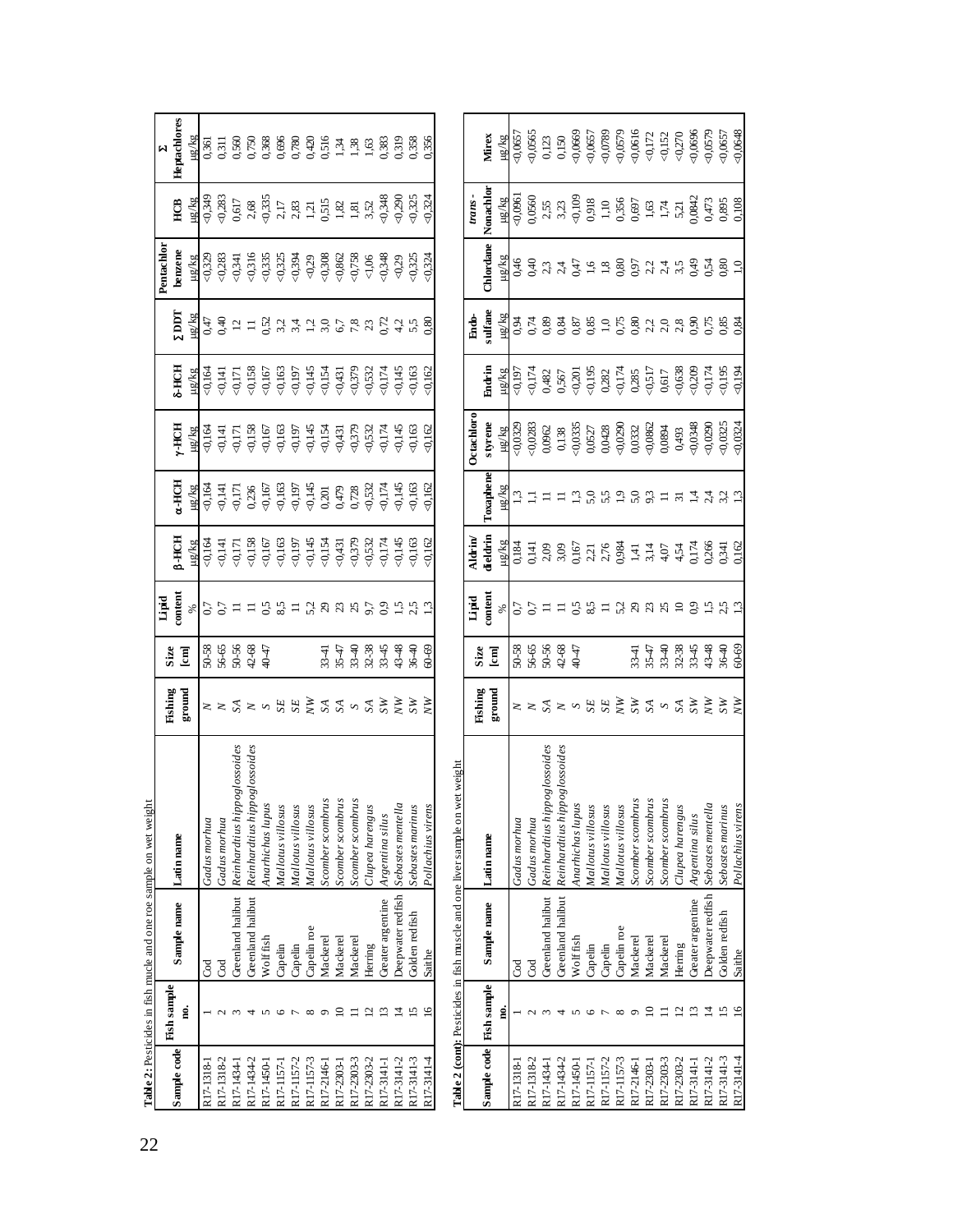**Table 2:** Pesticides in fish mucle and one roe sample on wet weight

| Sample code | Fish sample no. | Sample name | Latin name | Fishing ground | Size [cm] | Lipid content % | β-HCH µg/kg | α-HCH µg/kg | γ-HCH µg/kg | δ-HCH µg/kg | Σ DDT µg/kg | Pentachlor benzene µg/kg | HCB µg/kg | Σ Heptachlores µg/kg |
|---|---|---|---|---|---|---|---|---|---|---|---|---|---|---|
| R17-1318-1 | 1 | Cod | *Gadus morhua* | *N* | 50-58 | 0,7 | <0,164 | <0,164 | <0,164 | <0,164 | 0,47 | <0,329 | <0,349 | 0,361 |
| R17-1318-2 | 2 | Cod | *Gadus morhua* | *N* | 56-65 | 0,7 | <0,141 | <0,141 | <0,141 | <0,141 | 0,40 | <0,283 | <0,283 | 0,311 |
| R17-1434-1 | 3 | Greenland halibut | *Reinhardtius hippoglossoides* | *SA* | 50-56 | 11 | <0,171 | <0,171 | <0,171 | <0,171 | 12 | <0,341 | 0,617 | 0,560 |
| R17-1434-2 | 4 | Greenland halibut | *Reinhardtius hippoglossoides* | *N* | 42-68 | 11 | <0,158 | 0,236 | <0,158 | <0,158 | 11 | <0,316 | 2,68 | 0,750 |
| R17-1450-1 | 5 | Wolf fish | *Anarhichas lupus* | *S* | 40-47 | 0,5 | <0,167 | <0,167 | <0,167 | <0,167 | 0,52 | <0,335 | <0,335 | 0,368 |
| R17-1157-1 | 6 | Capelin | *Mallotus villosus* | *SE* | | 8,5 | <0,163 | <0,163 | <0,163 | <0,163 | 3,2 | <0,325 | 2,17 | 0,696 |
| R17-1157-2 | 7 | Capelin | *Mallotus villosus* | *SE* | | 11 | <0,197 | <0,197 | <0,197 | <0,197 | 3,4 | <0,394 | 2,83 | 0,780 |
| R17-1157-3 | 8 | Capelin roe | *Mallotus villosus* | *NW* | | 5,2 | <0,145 | <0,145 | <0,145 | <0,145 | 1,2 | <0,29 | 1,21 | 0,420 |
| R17-2146-1 | 9 | Mackerel | *Scomber scombrus* | *SA* | 33-41 | 29 | <0,154 | 0,201 | <0,154 | <0,154 | 3,0 | <0,308 | 0,515 | 0,516 |
| R17-2303-1 | 10 | Mackerel | *Scomber scombrus* | *SA* | 35-47 | 23 | <0,431 | 0,479 | <0,431 | <0,431 | 6,7 | <0,862 | 1,82 | 1,34 |
| R17-2303-3 | 11 | Mackerel | *Scomber scombrus* | *S* | 33-40 | 25 | <0,379 | 0,728 | <0,379 | <0,379 | 7,8 | <0,758 | 1,81 | 1,38 |
| R17-2303-2 | 12 | Herring | *Clupea harengus* | *SA* | 32-38 | 9,7 | <0,532 | <0,532 | <0,532 | <0,532 | 23 | <1,06 | 3,52 | 1,63 |
| R17-3141-1 | 13 | Greater argentine | *Argentina silus* | *SW* | 33-45 | 0,9 | <0,174 | <0,174 | <0,174 | <0,174 | 0,72 | <0,348 | <0,348 | 0,383 |
| R17-3141-2 | 14 | Deepwater redfish | *Sebastes mentella* | *NW* | 43-48 | 1,5 | <0,145 | <0,145 | <0,145 | <0,145 | 4,2 | <0,29 | <0,290 | 0,319 |
| R17-3141-3 | 15 | Golden redfish | *Sebastes marinus* | *SW* | 36-40 | 2,5 | <0,163 | <0,163 | <0,163 | <0,163 | 5,5 | <0,325 | <0,325 | 0,358 |
| R17-3141-4 | 16 | Saithe | *Pollachius virens* | *NW* | 60-69 | 1,3 | <0,162 | <0,162 | <0,162 | <0,162 | 0,80 | <0,324 | <0,324 | 0,356 |

**Table 2 (cont):** Pesticides in fish muscle and one liver sample on wet weight

| Sample code | Fish sample no. | Sample name | Latin name | Fishing ground | Size [cm] | Lipid content % | Aldrin/ dieldrin µg/kg | Toxaphene µg/kg | Octachloro styrene µg/kg | Endrin µg/kg | Endo-sulfane µg/kg | Chlordane µg/kg | *trans*-Nonachlor µg/kg | Mirex µg/kg |
|---|---|---|---|---|---|---|---|---|---|---|---|---|---|---|
| R17-1318-1 | 1 | Cod | *Gadus morhua* | *N* | 50-58 | 0,7 | 0,184 | 1,3 | <0,0329 | <0,197 | 0,94 | 0,46 | <0,0961 | <0,0657 |
| R17-1318-2 | 2 | Cod | *Gadus morhua* | *N* | 56-65 | 0,7 | 0,141 | 1,1 | <0,0283 | <0,174 | 0,74 | 0,40 | 0,0560 | <0,0565 |
| R17-1434-1 | 3 | Greenland halibut | *Reinhardtius hippoglossoides* | *SA* | 50-56 | 11 | 2,09 | 11 | 0,0962 | 0,482 | 0,89 | 2,3 | 2,55 | 0,123 |
| R17-1434-2 | 4 | Greenland halibut | *Reinhardtius hippoglossoides* | *N* | 42-68 | 11 | 3,09 | 11 | 0,138 | 0,567 | 0,84 | 2,4 | 3,23 | 0,150 |
| R17-1450-1 | 5 | Wolf fish | *Anarhichas lupus* | *S* | 40-47 | 0,5 | 0,167 | 1,3 | <0,0335 | <0,201 | 0,87 | 0,47 | <0,109 | <0,0669 |
| R17-1157-1 | 6 | Capelin | *Mallotus villosus* | *SE* | | 8,5 | 2,21 | 5,0 | 0,0527 | <0,195 | 0,85 | 1,6 | 0,918 | <0,0657 |
| R17-1157-2 | 7 | Capelin | *Mallotus villosus* | *SE* | | 11 | 2,76 | 5,5 | 0,0428 | 0,282 | 1,0 | 1,8 | 1,10 | <0,0789 |
| R17-1157-3 | 8 | Capelin roe | *Mallotus villosus* | *NW* | | 5,2 | 0,984 | 1,9 | <0,0290 | <0,174 | 0,75 | 0,80 | 0,356 | <0,0579 |
| R17-2146-1 | 9 | Mackerel | *Scomber scombrus* | *SW* | 33-41 | 29 | 1,41 | 5,0 | 0,0332 | 0,285 | 0,80 | 0,97 | 0,697 | <0,0616 |
| R17-2303-1 | 10 | Mackerel | *Scomber scombrus* | *SA* | 35-47 | 23 | 3,14 | 9,3 | <0,0862 | <0,517 | 2,2 | 2,2 | 1,63 | <0,172 |
| R17-2303-3 | 11 | Mackerel | *Scomber scombrus* | *S* | 33-40 | 25 | 4,07 | 11 | 0,0894 | 0,617 | 2,0 | 2,4 | 1,74 | <0,152 |
| R17-2303-2 | 12 | Herring | *Clupea harengus* | *SA* | 32-38 | 10 | 4,54 | 31 | 0,493 | <0,638 | 2,8 | 3,5 | 5,21 | <0,270 |
| R17-3141-1 | 13 | Greater argentine | *Argentina silus* | *SW* | 33-45 | 0,9 | 0,174 | 1,4 | <0,0348 | <0,209 | 0,90 | 0,49 | 0,0842 | <0,0696 |
| R17-3141-2 | 14 | Deepwater redfish | *Sebastes mentella* | *NW* | 43-48 | 1,5 | 0,266 | 2,4 | <0,0290 | <0,174 | 0,75 | 0,54 | 0,473 | <0,0579 |
| R17-3141-3 | 15 | Golden redfish | *Sebastes marinus* | *SW* | 36-40 | 2,5 | 0,341 | 3,2 | <0,0325 | <0,195 | 0,85 | 0,80 | 0,895 | <0,0657 |
| R17-3141-4 | 16 | Saithe | *Pollachius virens* | *NW* | 60-69 | 1,3 | 0,162 | 1,3 | <0,0324 | <0,194 | 0,84 | 1,0 | 0,108 | <0,0648 |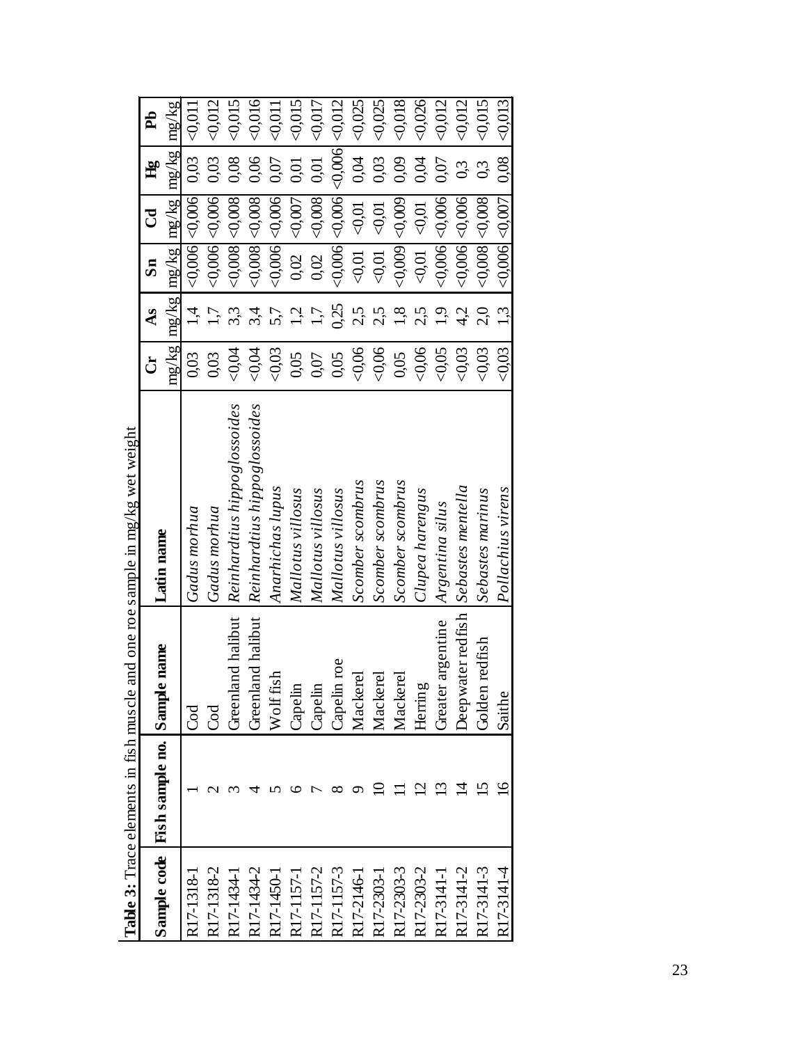**Table 3:** Trace elements in fish muscle and one roe sample in mg/kg wet weight

| Sample code | Fish sample no. | Sample name | Latin name | Cr | As | Sn | Cd | Hg | Pb |
|---|---|---|---|---|---|---|---|---|---|
| | | | | mg/kg | mg/kg | mg/kg | mg/kg | mg/kg | mg/kg |
| R17-1318-1 | 1 | Cod | *Gadus morhua* | 0,03 | 1,4 | <0,006 | <0,006 | 0,03 | <0,011 |
| R17-1318-2 | 2 | Cod | *Gadus morhua* | 0,03 | 1,7 | <0,006 | <0,006 | 0,03 | <0,012 |
| R17-1434-1 | 3 | Greenland halibut | *Reinhardtius hippoglossoides* | <0,04 | 3,3 | <0,008 | <0,008 | 0,08 | <0,015 |
| R17-1434-2 | 4 | Greenland halibut | *Reinhardtius hippoglossoides* | <0,04 | 3,4 | <0,008 | <0,008 | 0,06 | <0,016 |
| R17-1450-1 | 5 | Wolf fish | *Anarhichas lupus* | <0,03 | 5,7 | <0,006 | <0,006 | 0,07 | <0,011 |
| R17-1157-1 | 6 | Capelin | *Mallotus villosus* | 0,05 | 1,2 | 0,02 | <0,007 | 0,01 | <0,015 |
| R17-1157-2 | 7 | Capelin | *Mallotus villosus* | 0,07 | 1,7 | 0,02 | <0,008 | 0,01 | <0,017 |
| R17-1157-3 | 8 | Capelin roe | *Mallotus villosus* | 0,05 | 0,25 | <0,006 | <0,006 | <0,006 | <0,012 |
| R17-2146-1 | 9 | Mackerel | *Scomber scombrus* | <0,06 | 2,5 | <0,01 | <0,01 | 0,04 | <0,025 |
| R17-2303-1 | 10 | Mackerel | *Scomber scombrus* | <0,06 | 2,5 | <0,01 | <0,01 | 0,03 | <0,025 |
| R17-2303-3 | 11 | Mackerel | *Scomber scombrus* | 0,05 | 1,8 | <0,009 | <0,009 | 0,09 | <0,018 |
| R17-2303-2 | 12 | Herring | *Clupea harengus* | <0,06 | 2,5 | <0,01 | <0,01 | 0,04 | <0,026 |
| R17-3141-1 | 13 | Greater argentine | *Argentina silus* | <0,05 | 1,9 | <0,006 | <0,006 | 0,07 | <0,012 |
| R17-3141-2 | 14 | Deepwater redfish | *Sebastes mentella* | <0,03 | 4,2 | <0,006 | <0,006 | 0,3 | <0,012 |
| R17-3141-3 | 15 | Golden redfish | *Sebastes marinus* | <0,03 | 2,0 | <0,008 | <0,008 | 0,3 | <0,015 |
| R17-3141-4 | 16 | Saithe | *Pollachius virens* | <0,03 | 1,3 | <0,006 | <0,007 | 0,08 | <0,013 |